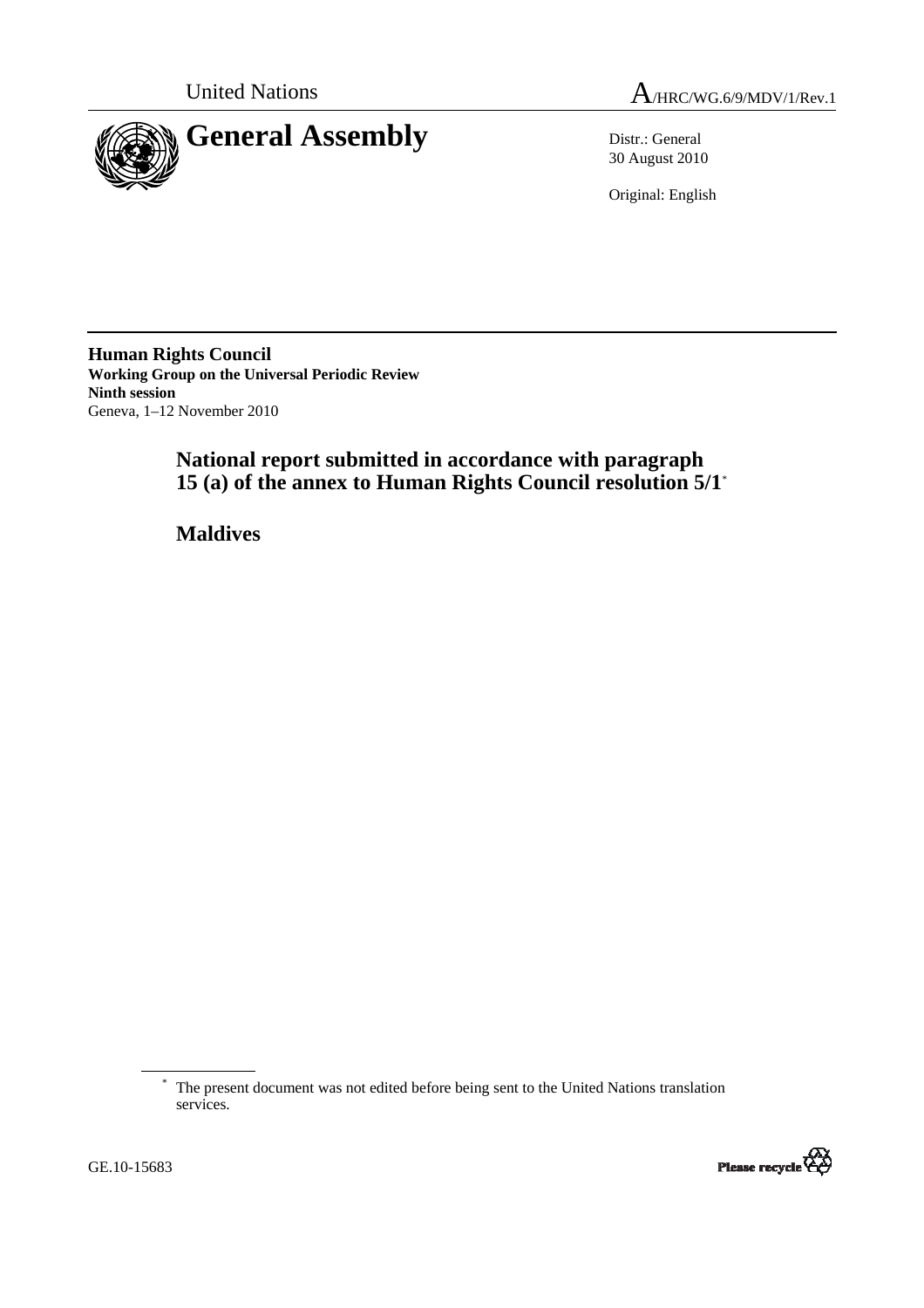United Nations

A/HRC/WG.6/9/MDV/1/Rev.1

# General Assembly

Distr.: General
30 August 2010

Original: English

**Human Rights Council**
**Working Group on the Universal Periodic Review**
**Ninth session**
Geneva, 1–12 November 2010

## National report submitted in accordance with paragraph 15 (a) of the annex to Human Rights Council resolution 5/1*

## Maldives

* The present document was not edited before being sent to the United Nations translation services.

GE.10-15683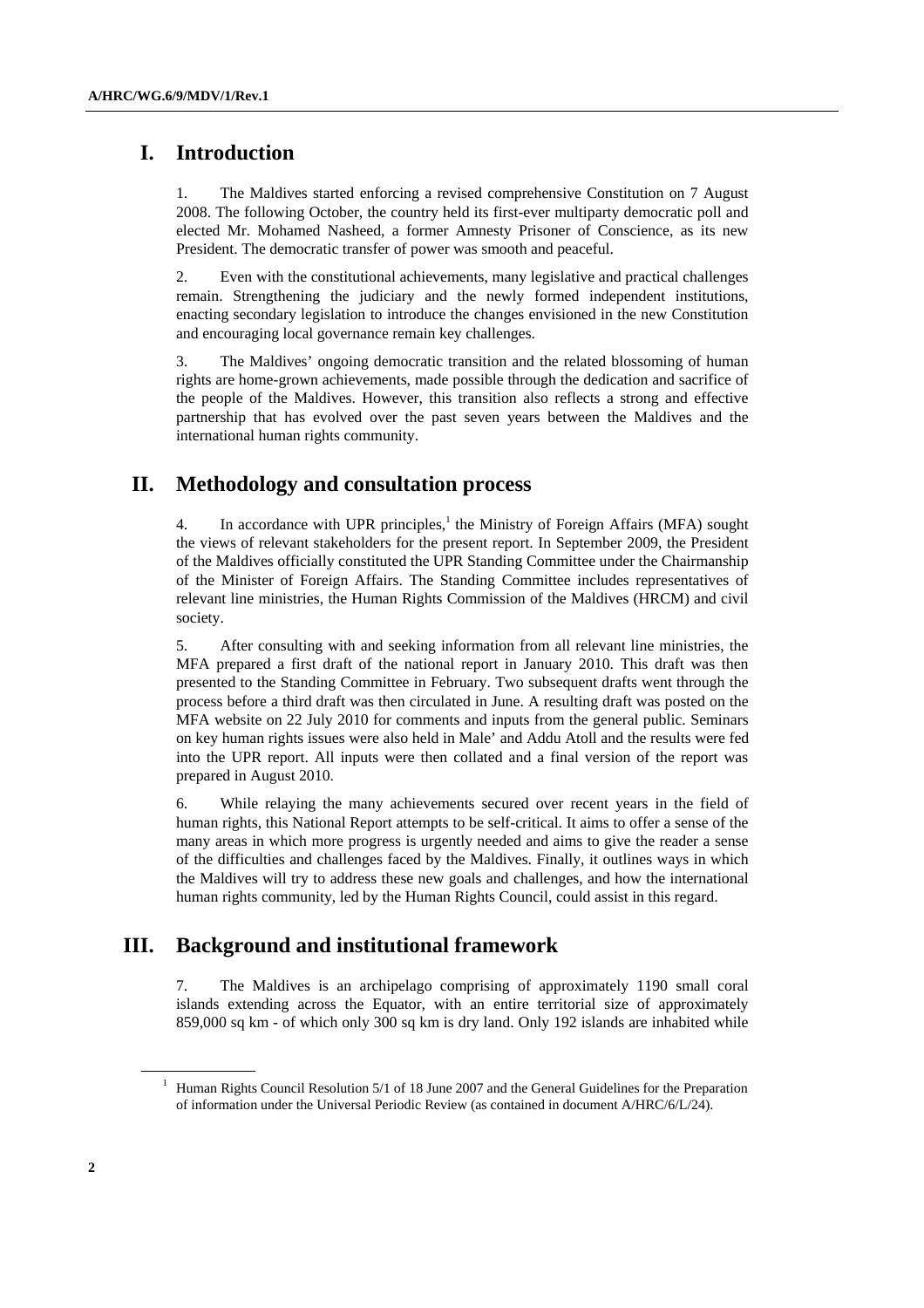## I. Introduction

1. The Maldives started enforcing a revised comprehensive Constitution on 7 August 2008. The following October, the country held its first-ever multiparty democratic poll and elected Mr. Mohamed Nasheed, a former Amnesty Prisoner of Conscience, as its new President. The democratic transfer of power was smooth and peaceful.

2. Even with the constitutional achievements, many legislative and practical challenges remain. Strengthening the judiciary and the newly formed independent institutions, enacting secondary legislation to introduce the changes envisioned in the new Constitution and encouraging local governance remain key challenges.

3. The Maldives' ongoing democratic transition and the related blossoming of human rights are home-grown achievements, made possible through the dedication and sacrifice of the people of the Maldives. However, this transition also reflects a strong and effective partnership that has evolved over the past seven years between the Maldives and the international human rights community.

## II. Methodology and consultation process

4. In accordance with UPR principles,[1] the Ministry of Foreign Affairs (MFA) sought the views of relevant stakeholders for the present report. In September 2009, the President of the Maldives officially constituted the UPR Standing Committee under the Chairmanship of the Minister of Foreign Affairs. The Standing Committee includes representatives of relevant line ministries, the Human Rights Commission of the Maldives (HRCM) and civil society.

5. After consulting with and seeking information from all relevant line ministries, the MFA prepared a first draft of the national report in January 2010. This draft was then presented to the Standing Committee in February. Two subsequent drafts went through the process before a third draft was then circulated in June. A resulting draft was posted on the MFA website on 22 July 2010 for comments and inputs from the general public. Seminars on key human rights issues were also held in Male' and Addu Atoll and the results were fed into the UPR report. All inputs were then collated and a final version of the report was prepared in August 2010.

6. While relaying the many achievements secured over recent years in the field of human rights, this National Report attempts to be self-critical. It aims to offer a sense of the many areas in which more progress is urgently needed and aims to give the reader a sense of the difficulties and challenges faced by the Maldives. Finally, it outlines ways in which the Maldives will try to address these new goals and challenges, and how the international human rights community, led by the Human Rights Council, could assist in this regard.

## III. Background and institutional framework

7. The Maldives is an archipelago comprising of approximately 1190 small coral islands extending across the Equator, with an entire territorial size of approximately 859,000 sq km - of which only 300 sq km is dry land. Only 192 islands are inhabited while

---

[1] Human Rights Council Resolution 5/1 of 18 June 2007 and the General Guidelines for the Preparation of information under the Universal Periodic Review (as contained in document A/HRC/6/L/24).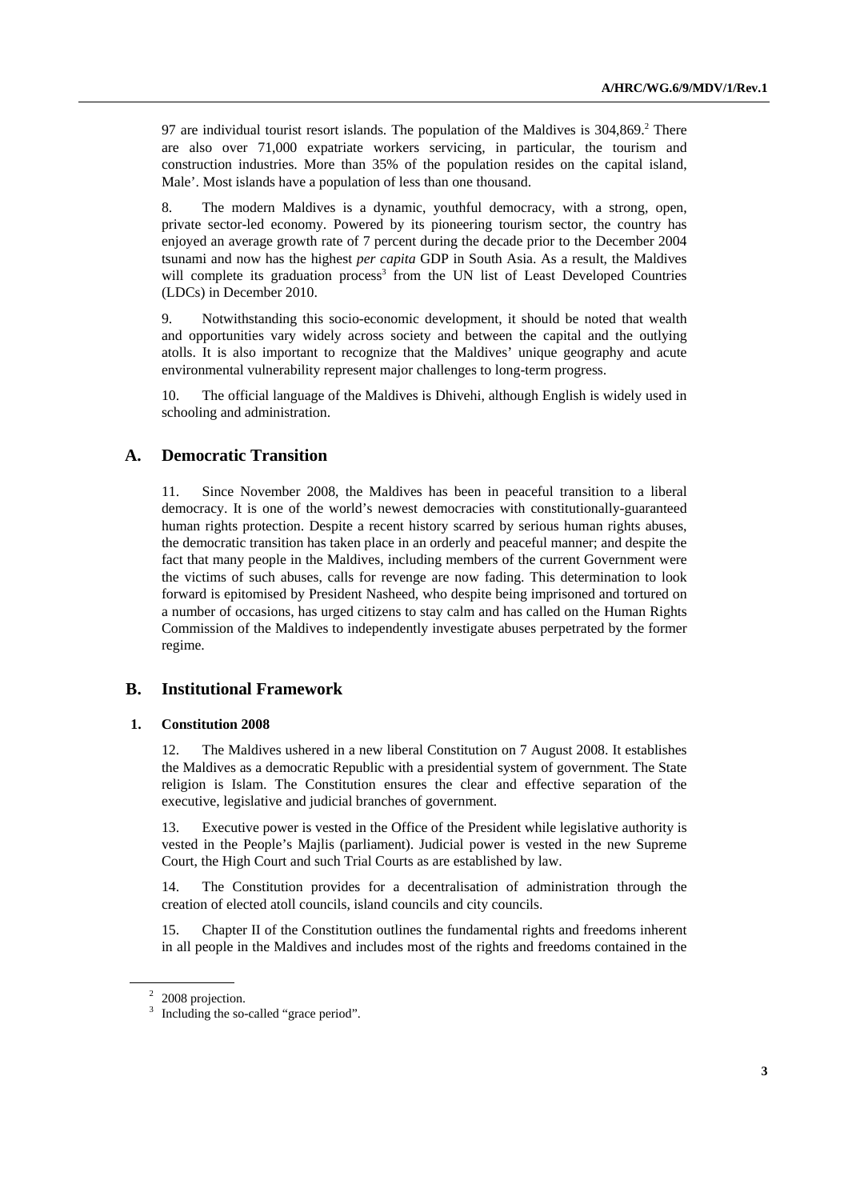97 are individual tourist resort islands. The population of the Maldives is 304,869.[2] There are also over 71,000 expatriate workers servicing, in particular, the tourism and construction industries. More than 35% of the population resides on the capital island, Male'. Most islands have a population of less than one thousand.

8. The modern Maldives is a dynamic, youthful democracy, with a strong, open, private sector-led economy. Powered by its pioneering tourism sector, the country has enjoyed an average growth rate of 7 percent during the decade prior to the December 2004 tsunami and now has the highest *per capita* GDP in South Asia. As a result, the Maldives will complete its graduation process[3] from the UN list of Least Developed Countries (LDCs) in December 2010.

9. Notwithstanding this socio-economic development, it should be noted that wealth and opportunities vary widely across society and between the capital and the outlying atolls. It is also important to recognize that the Maldives' unique geography and acute environmental vulnerability represent major challenges to long-term progress.

10. The official language of the Maldives is Dhivehi, although English is widely used in schooling and administration.

## A. Democratic Transition

11. Since November 2008, the Maldives has been in peaceful transition to a liberal democracy. It is one of the world's newest democracies with constitutionally-guaranteed human rights protection. Despite a recent history scarred by serious human rights abuses, the democratic transition has taken place in an orderly and peaceful manner; and despite the fact that many people in the Maldives, including members of the current Government were the victims of such abuses, calls for revenge are now fading. This determination to look forward is epitomised by President Nasheed, who despite being imprisoned and tortured on a number of occasions, has urged citizens to stay calm and has called on the Human Rights Commission of the Maldives to independently investigate abuses perpetrated by the former regime.

## B. Institutional Framework

### 1. Constitution 2008

12. The Maldives ushered in a new liberal Constitution on 7 August 2008. It establishes the Maldives as a democratic Republic with a presidential system of government. The State religion is Islam. The Constitution ensures the clear and effective separation of the executive, legislative and judicial branches of government.

13. Executive power is vested in the Office of the President while legislative authority is vested in the People's Majlis (parliament). Judicial power is vested in the new Supreme Court, the High Court and such Trial Courts as are established by law.

14. The Constitution provides for a decentralisation of administration through the creation of elected atoll councils, island councils and city councils.

15. Chapter II of the Constitution outlines the fundamental rights and freedoms inherent in all people in the Maldives and includes most of the rights and freedoms contained in the

---

[2] 2008 projection.

[3] Including the so-called "grace period".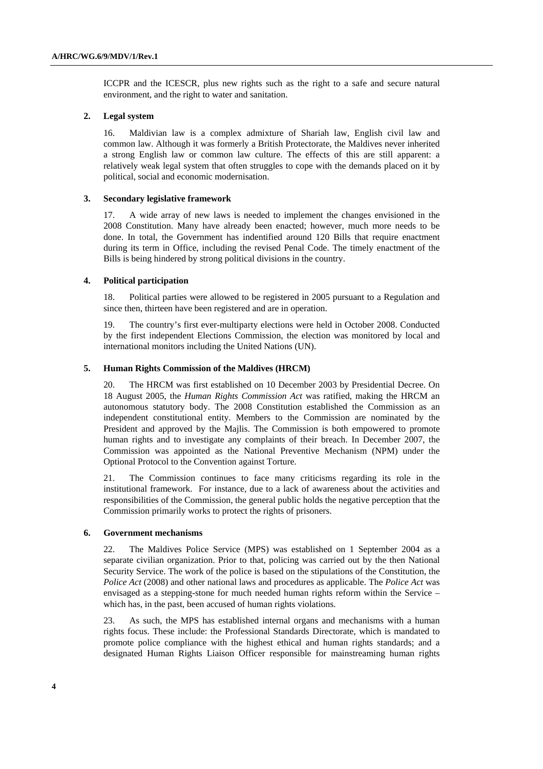ICCPR and the ICESCR, plus new rights such as the right to a safe and secure natural environment, and the right to water and sanitation.

### 2. Legal system

16. Maldivian law is a complex admixture of Shariah law, English civil law and common law. Although it was formerly a British Protectorate, the Maldives never inherited a strong English law or common law culture. The effects of this are still apparent: a relatively weak legal system that often struggles to cope with the demands placed on it by political, social and economic modernisation.

### 3. Secondary legislative framework

17. A wide array of new laws is needed to implement the changes envisioned in the 2008 Constitution. Many have already been enacted; however, much more needs to be done. In total, the Government has indentified around 120 Bills that require enactment during its term in Office, including the revised Penal Code. The timely enactment of the Bills is being hindered by strong political divisions in the country.

### 4. Political participation

18. Political parties were allowed to be registered in 2005 pursuant to a Regulation and since then, thirteen have been registered and are in operation.

19. The country's first ever-multiparty elections were held in October 2008. Conducted by the first independent Elections Commission, the election was monitored by local and international monitors including the United Nations (UN).

### 5. Human Rights Commission of the Maldives (HRCM)

20. The HRCM was first established on 10 December 2003 by Presidential Decree. On 18 August 2005, the *Human Rights Commission Act* was ratified, making the HRCM an autonomous statutory body. The 2008 Constitution established the Commission as an independent constitutional entity. Members to the Commission are nominated by the President and approved by the Majlis. The Commission is both empowered to promote human rights and to investigate any complaints of their breach. In December 2007, the Commission was appointed as the National Preventive Mechanism (NPM) under the Optional Protocol to the Convention against Torture.

21. The Commission continues to face many criticisms regarding its role in the institutional framework. For instance, due to a lack of awareness about the activities and responsibilities of the Commission, the general public holds the negative perception that the Commission primarily works to protect the rights of prisoners.

### 6. Government mechanisms

22. The Maldives Police Service (MPS) was established on 1 September 2004 as a separate civilian organization. Prior to that, policing was carried out by the then National Security Service. The work of the police is based on the stipulations of the Constitution, the *Police Act* (2008) and other national laws and procedures as applicable. The *Police Act* was envisaged as a stepping-stone for much needed human rights reform within the Service – which has, in the past, been accused of human rights violations.

23. As such, the MPS has established internal organs and mechanisms with a human rights focus. These include: the Professional Standards Directorate, which is mandated to promote police compliance with the highest ethical and human rights standards; and a designated Human Rights Liaison Officer responsible for mainstreaming human rights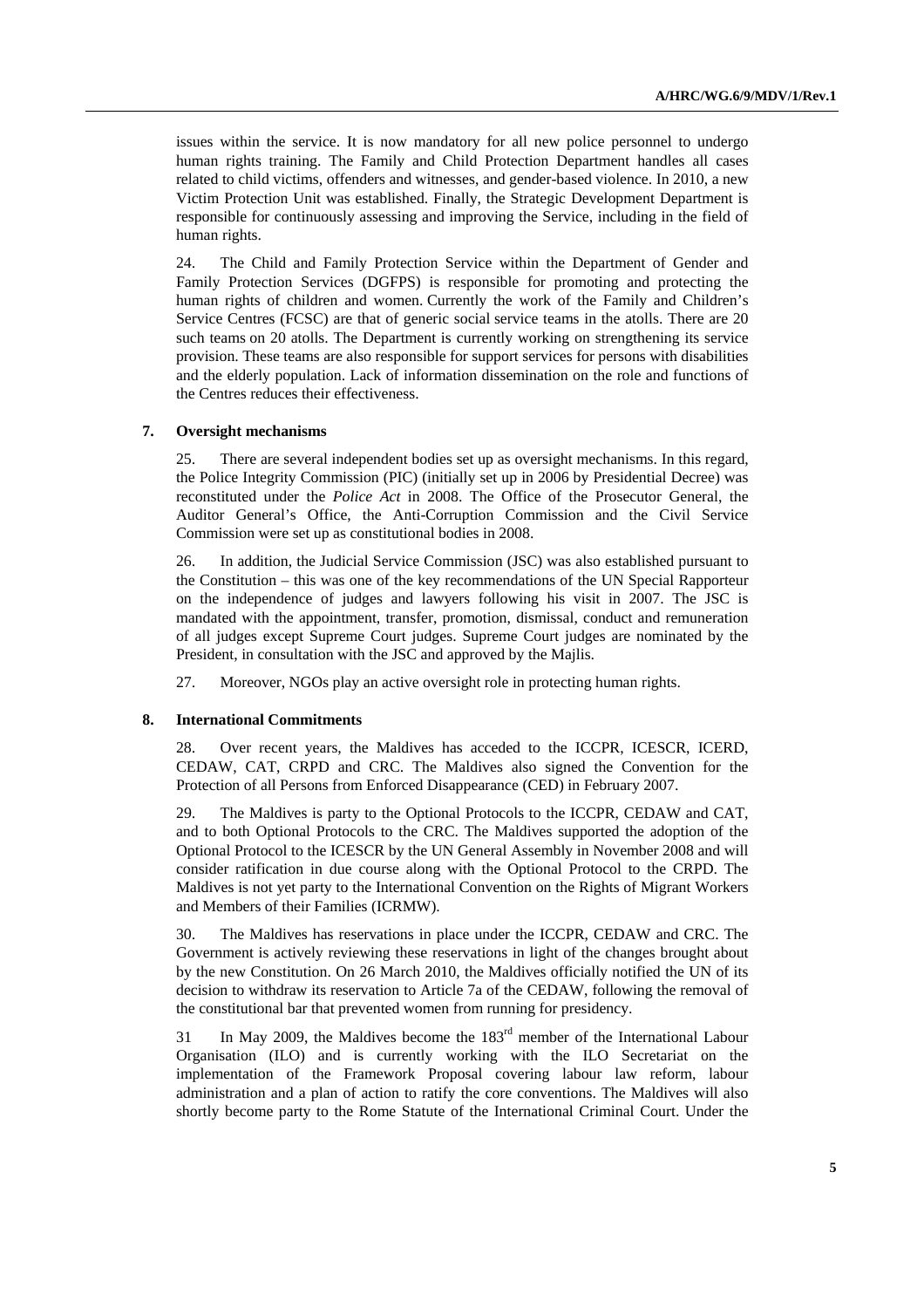issues within the service. It is now mandatory for all new police personnel to undergo human rights training. The Family and Child Protection Department handles all cases related to child victims, offenders and witnesses, and gender-based violence. In 2010, a new Victim Protection Unit was established. Finally, the Strategic Development Department is responsible for continuously assessing and improving the Service, including in the field of human rights.

24. The Child and Family Protection Service within the Department of Gender and Family Protection Services (DGFPS) is responsible for promoting and protecting the human rights of children and women. Currently the work of the Family and Children's Service Centres (FCSC) are that of generic social service teams in the atolls. There are 20 such teams on 20 atolls. The Department is currently working on strengthening its service provision. These teams are also responsible for support services for persons with disabilities and the elderly population. Lack of information dissemination on the role and functions of the Centres reduces their effectiveness.

### 7. Oversight mechanisms

25. There are several independent bodies set up as oversight mechanisms. In this regard, the Police Integrity Commission (PIC) (initially set up in 2006 by Presidential Decree) was reconstituted under the *Police Act* in 2008. The Office of the Prosecutor General, the Auditor General's Office, the Anti-Corruption Commission and the Civil Service Commission were set up as constitutional bodies in 2008.

26. In addition, the Judicial Service Commission (JSC) was also established pursuant to the Constitution – this was one of the key recommendations of the UN Special Rapporteur on the independence of judges and lawyers following his visit in 2007. The JSC is mandated with the appointment, transfer, promotion, dismissal, conduct and remuneration of all judges except Supreme Court judges. Supreme Court judges are nominated by the President, in consultation with the JSC and approved by the Majlis.

27. Moreover, NGOs play an active oversight role in protecting human rights.

### 8. International Commitments

28. Over recent years, the Maldives has acceded to the ICCPR, ICESCR, ICERD, CEDAW, CAT, CRPD and CRC. The Maldives also signed the Convention for the Protection of all Persons from Enforced Disappearance (CED) in February 2007.

29. The Maldives is party to the Optional Protocols to the ICCPR, CEDAW and CAT, and to both Optional Protocols to the CRC. The Maldives supported the adoption of the Optional Protocol to the ICESCR by the UN General Assembly in November 2008 and will consider ratification in due course along with the Optional Protocol to the CRPD. The Maldives is not yet party to the International Convention on the Rights of Migrant Workers and Members of their Families (ICRMW).

30. The Maldives has reservations in place under the ICCPR, CEDAW and CRC. The Government is actively reviewing these reservations in light of the changes brought about by the new Constitution. On 26 March 2010, the Maldives officially notified the UN of its decision to withdraw its reservation to Article 7a of the CEDAW, following the removal of the constitutional bar that prevented women from running for presidency.

31 In May 2009, the Maldives become the 183rd member of the International Labour Organisation (ILO) and is currently working with the ILO Secretariat on the implementation of the Framework Proposal covering labour law reform, labour administration and a plan of action to ratify the core conventions. The Maldives will also shortly become party to the Rome Statute of the International Criminal Court. Under the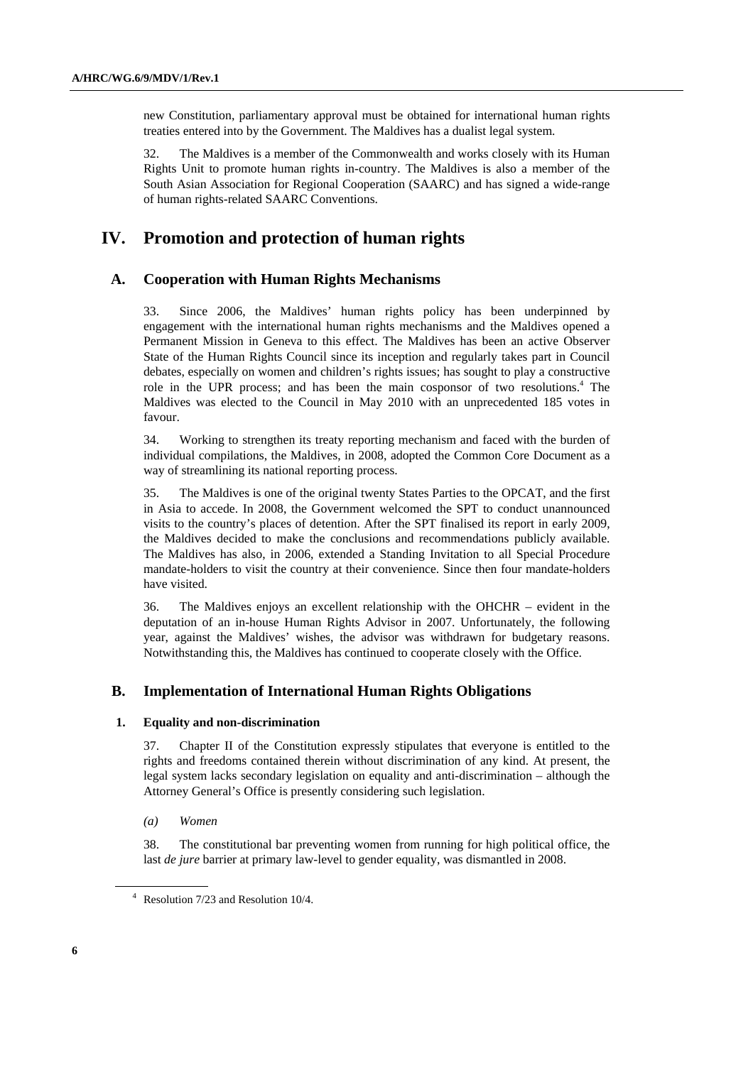new Constitution, parliamentary approval must be obtained for international human rights treaties entered into by the Government. The Maldives has a dualist legal system.

32. The Maldives is a member of the Commonwealth and works closely with its Human Rights Unit to promote human rights in-country. The Maldives is also a member of the South Asian Association for Regional Cooperation (SAARC) and has signed a wide-range of human rights-related SAARC Conventions.

# IV. Promotion and protection of human rights

## A. Cooperation with Human Rights Mechanisms

33. Since 2006, the Maldives' human rights policy has been underpinned by engagement with the international human rights mechanisms and the Maldives opened a Permanent Mission in Geneva to this effect. The Maldives has been an active Observer State of the Human Rights Council since its inception and regularly takes part in Council debates, especially on women and children's rights issues; has sought to play a constructive role in the UPR process; and has been the main cosponsor of two resolutions.[4] The Maldives was elected to the Council in May 2010 with an unprecedented 185 votes in favour.

34. Working to strengthen its treaty reporting mechanism and faced with the burden of individual compilations, the Maldives, in 2008, adopted the Common Core Document as a way of streamlining its national reporting process.

35. The Maldives is one of the original twenty States Parties to the OPCAT, and the first in Asia to accede. In 2008, the Government welcomed the SPT to conduct unannounced visits to the country's places of detention. After the SPT finalised its report in early 2009, the Maldives decided to make the conclusions and recommendations publicly available. The Maldives has also, in 2006, extended a Standing Invitation to all Special Procedure mandate-holders to visit the country at their convenience. Since then four mandate-holders have visited.

36. The Maldives enjoys an excellent relationship with the OHCHR – evident in the deputation of an in-house Human Rights Advisor in 2007. Unfortunately, the following year, against the Maldives' wishes, the advisor was withdrawn for budgetary reasons. Notwithstanding this, the Maldives has continued to cooperate closely with the Office.

## B. Implementation of International Human Rights Obligations

### 1. Equality and non-discrimination

37. Chapter II of the Constitution expressly stipulates that everyone is entitled to the rights and freedoms contained therein without discrimination of any kind. At present, the legal system lacks secondary legislation on equality and anti-discrimination – although the Attorney General's Office is presently considering such legislation.

*(a) Women*

38. The constitutional bar preventing women from running for high political office, the last *de jure* barrier at primary law-level to gender equality, was dismantled in 2008.

[4] Resolution 7/23 and Resolution 10/4.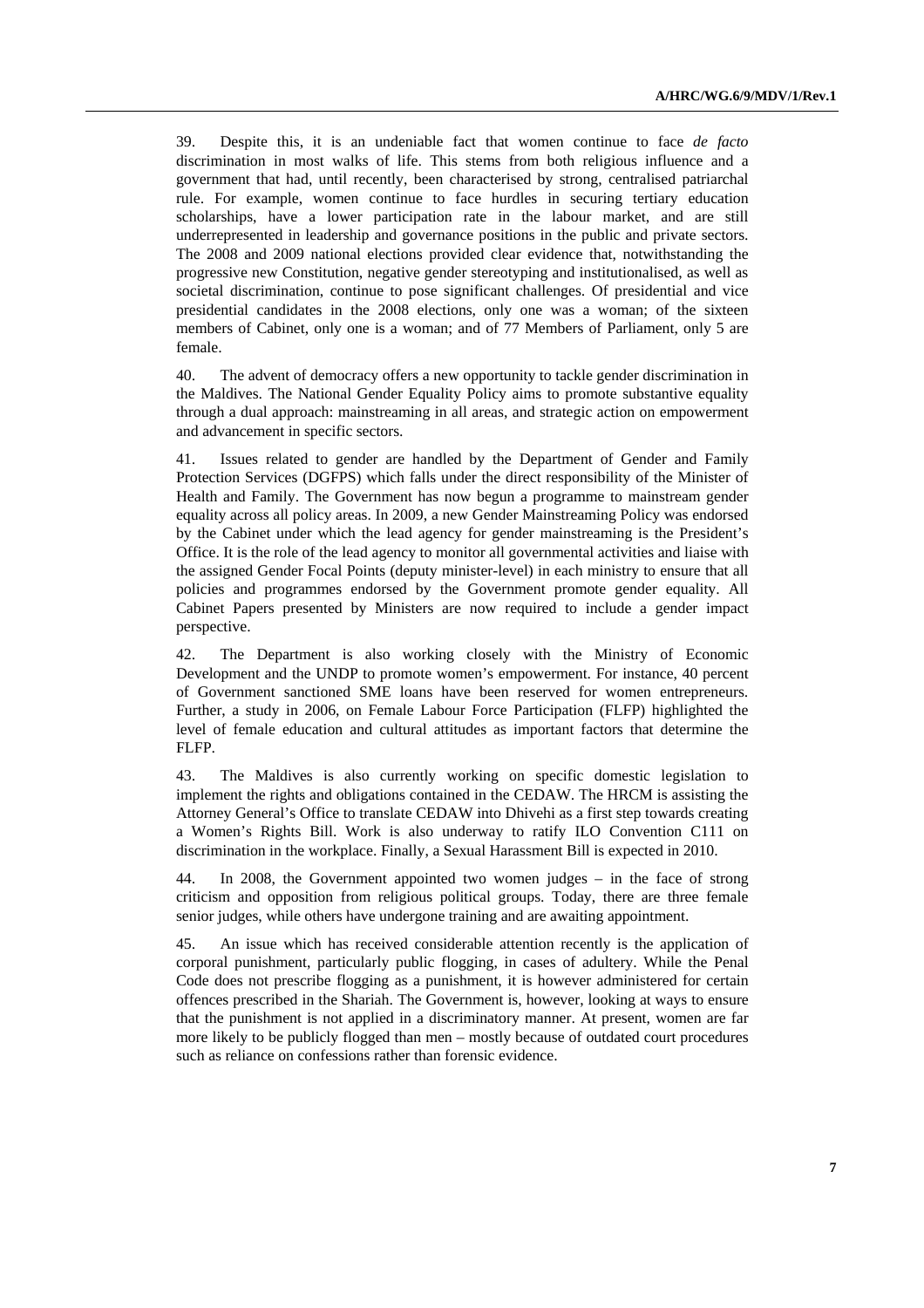39. Despite this, it is an undeniable fact that women continue to face *de facto* discrimination in most walks of life. This stems from both religious influence and a government that had, until recently, been characterised by strong, centralised patriarchal rule. For example, women continue to face hurdles in securing tertiary education scholarships, have a lower participation rate in the labour market, and are still underrepresented in leadership and governance positions in the public and private sectors. The 2008 and 2009 national elections provided clear evidence that, notwithstanding the progressive new Constitution, negative gender stereotyping and institutionalised, as well as societal discrimination, continue to pose significant challenges. Of presidential and vice presidential candidates in the 2008 elections, only one was a woman; of the sixteen members of Cabinet, only one is a woman; and of 77 Members of Parliament, only 5 are female.

40. The advent of democracy offers a new opportunity to tackle gender discrimination in the Maldives. The National Gender Equality Policy aims to promote substantive equality through a dual approach: mainstreaming in all areas, and strategic action on empowerment and advancement in specific sectors.

41. Issues related to gender are handled by the Department of Gender and Family Protection Services (DGFPS) which falls under the direct responsibility of the Minister of Health and Family. The Government has now begun a programme to mainstream gender equality across all policy areas. In 2009, a new Gender Mainstreaming Policy was endorsed by the Cabinet under which the lead agency for gender mainstreaming is the President's Office. It is the role of the lead agency to monitor all governmental activities and liaise with the assigned Gender Focal Points (deputy minister-level) in each ministry to ensure that all policies and programmes endorsed by the Government promote gender equality. All Cabinet Papers presented by Ministers are now required to include a gender impact perspective.

42. The Department is also working closely with the Ministry of Economic Development and the UNDP to promote women's empowerment. For instance, 40 percent of Government sanctioned SME loans have been reserved for women entrepreneurs. Further, a study in 2006, on Female Labour Force Participation (FLFP) highlighted the level of female education and cultural attitudes as important factors that determine the FLFP.

43. The Maldives is also currently working on specific domestic legislation to implement the rights and obligations contained in the CEDAW. The HRCM is assisting the Attorney General's Office to translate CEDAW into Dhivehi as a first step towards creating a Women's Rights Bill. Work is also underway to ratify ILO Convention C111 on discrimination in the workplace. Finally, a Sexual Harassment Bill is expected in 2010.

44. In 2008, the Government appointed two women judges – in the face of strong criticism and opposition from religious political groups. Today, there are three female senior judges, while others have undergone training and are awaiting appointment.

45. An issue which has received considerable attention recently is the application of corporal punishment, particularly public flogging, in cases of adultery. While the Penal Code does not prescribe flogging as a punishment, it is however administered for certain offences prescribed in the Shariah. The Government is, however, looking at ways to ensure that the punishment is not applied in a discriminatory manner. At present, women are far more likely to be publicly flogged than men – mostly because of outdated court procedures such as reliance on confessions rather than forensic evidence.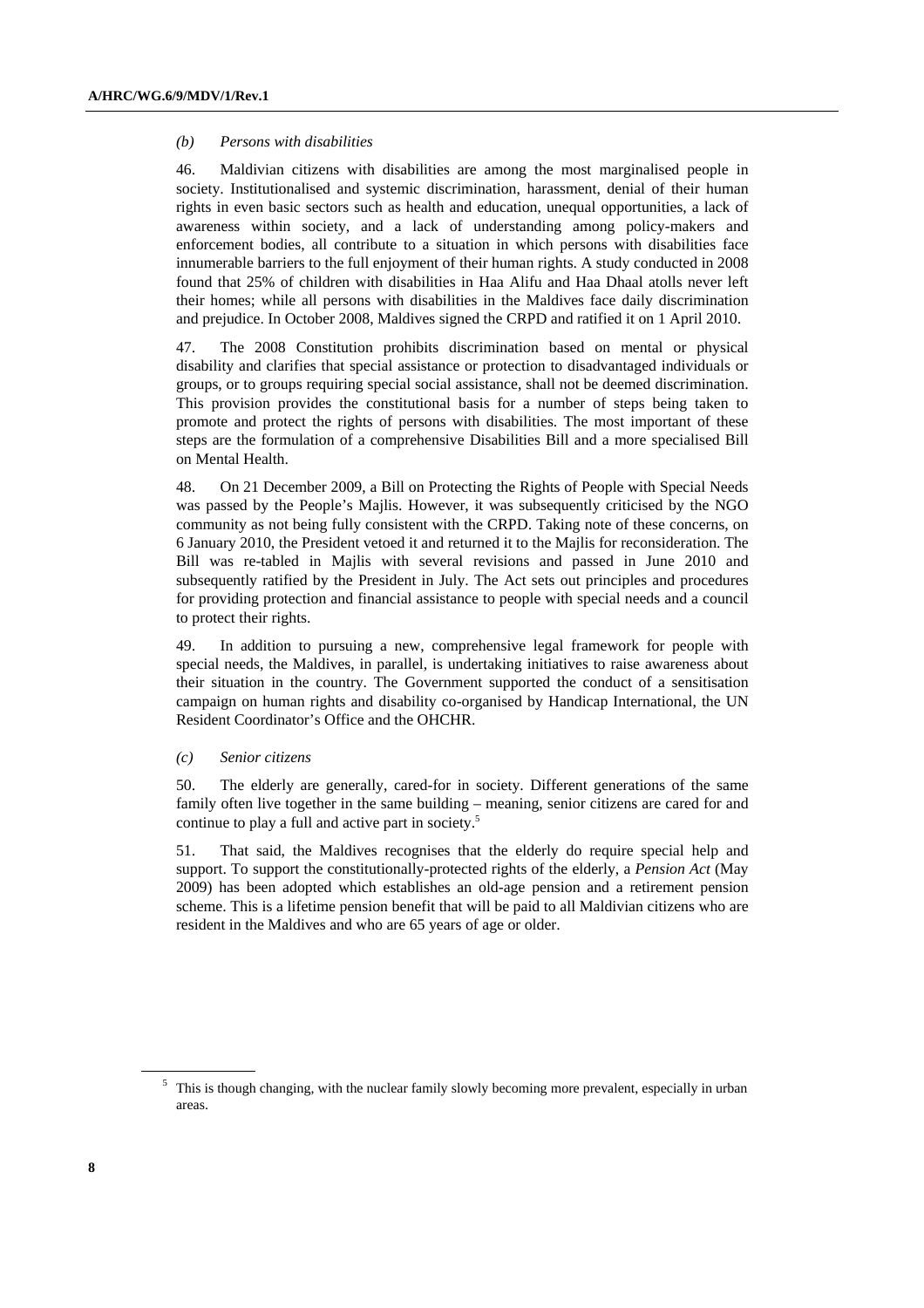*(b) Persons with disabilities*

46. Maldivian citizens with disabilities are among the most marginalised people in society. Institutionalised and systemic discrimination, harassment, denial of their human rights in even basic sectors such as health and education, unequal opportunities, a lack of awareness within society, and a lack of understanding among policy-makers and enforcement bodies, all contribute to a situation in which persons with disabilities face innumerable barriers to the full enjoyment of their human rights. A study conducted in 2008 found that 25% of children with disabilities in Haa Alifu and Haa Dhaal atolls never left their homes; while all persons with disabilities in the Maldives face daily discrimination and prejudice. In October 2008, Maldives signed the CRPD and ratified it on 1 April 2010.

47. The 2008 Constitution prohibits discrimination based on mental or physical disability and clarifies that special assistance or protection to disadvantaged individuals or groups, or to groups requiring special social assistance, shall not be deemed discrimination. This provision provides the constitutional basis for a number of steps being taken to promote and protect the rights of persons with disabilities. The most important of these steps are the formulation of a comprehensive Disabilities Bill and a more specialised Bill on Mental Health.

48. On 21 December 2009, a Bill on Protecting the Rights of People with Special Needs was passed by the People's Majlis. However, it was subsequently criticised by the NGO community as not being fully consistent with the CRPD. Taking note of these concerns, on 6 January 2010, the President vetoed it and returned it to the Majlis for reconsideration. The Bill was re-tabled in Majlis with several revisions and passed in June 2010 and subsequently ratified by the President in July. The Act sets out principles and procedures for providing protection and financial assistance to people with special needs and a council to protect their rights.

49. In addition to pursuing a new, comprehensive legal framework for people with special needs, the Maldives, in parallel, is undertaking initiatives to raise awareness about their situation in the country. The Government supported the conduct of a sensitisation campaign on human rights and disability co-organised by Handicap International, the UN Resident Coordinator's Office and the OHCHR.

*(c) Senior citizens*

50. The elderly are generally, cared-for in society. Different generations of the same family often live together in the same building – meaning, senior citizens are cared for and continue to play a full and active part in society.[5]

51. That said, the Maldives recognises that the elderly do require special help and support. To support the constitutionally-protected rights of the elderly, a *Pension Act* (May 2009) has been adopted which establishes an old-age pension and a retirement pension scheme. This is a lifetime pension benefit that will be paid to all Maldivian citizens who are resident in the Maldives and who are 65 years of age or older.

---

[5] This is though changing, with the nuclear family slowly becoming more prevalent, especially in urban areas.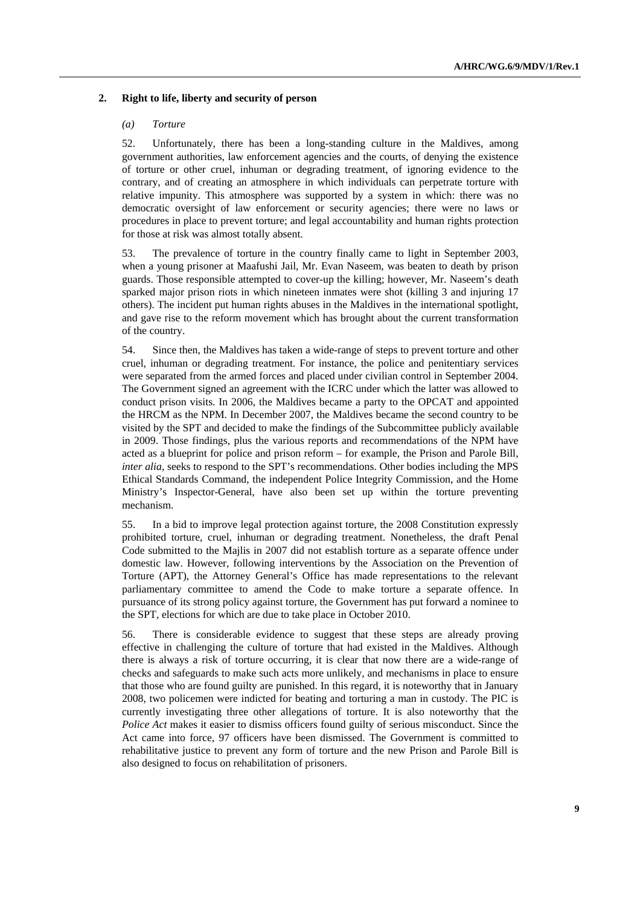### 2. Right to life, liberty and security of person

#### *(a) Torture*

52. Unfortunately, there has been a long-standing culture in the Maldives, among government authorities, law enforcement agencies and the courts, of denying the existence of torture or other cruel, inhuman or degrading treatment, of ignoring evidence to the contrary, and of creating an atmosphere in which individuals can perpetrate torture with relative impunity. This atmosphere was supported by a system in which: there was no democratic oversight of law enforcement or security agencies; there were no laws or procedures in place to prevent torture; and legal accountability and human rights protection for those at risk was almost totally absent.

53. The prevalence of torture in the country finally came to light in September 2003, when a young prisoner at Maafushi Jail, Mr. Evan Naseem, was beaten to death by prison guards. Those responsible attempted to cover-up the killing; however, Mr. Naseem's death sparked major prison riots in which nineteen inmates were shot (killing 3 and injuring 17 others). The incident put human rights abuses in the Maldives in the international spotlight, and gave rise to the reform movement which has brought about the current transformation of the country.

54. Since then, the Maldives has taken a wide-range of steps to prevent torture and other cruel, inhuman or degrading treatment. For instance, the police and penitentiary services were separated from the armed forces and placed under civilian control in September 2004. The Government signed an agreement with the ICRC under which the latter was allowed to conduct prison visits. In 2006, the Maldives became a party to the OPCAT and appointed the HRCM as the NPM. In December 2007, the Maldives became the second country to be visited by the SPT and decided to make the findings of the Subcommittee publicly available in 2009. Those findings, plus the various reports and recommendations of the NPM have acted as a blueprint for police and prison reform – for example, the Prison and Parole Bill, *inter alia*, seeks to respond to the SPT's recommendations. Other bodies including the MPS Ethical Standards Command, the independent Police Integrity Commission, and the Home Ministry's Inspector-General, have also been set up within the torture preventing mechanism.

55. In a bid to improve legal protection against torture, the 2008 Constitution expressly prohibited torture, cruel, inhuman or degrading treatment. Nonetheless, the draft Penal Code submitted to the Majlis in 2007 did not establish torture as a separate offence under domestic law. However, following interventions by the Association on the Prevention of Torture (APT), the Attorney General's Office has made representations to the relevant parliamentary committee to amend the Code to make torture a separate offence. In pursuance of its strong policy against torture, the Government has put forward a nominee to the SPT, elections for which are due to take place in October 2010.

56. There is considerable evidence to suggest that these steps are already proving effective in challenging the culture of torture that had existed in the Maldives. Although there is always a risk of torture occurring, it is clear that now there are a wide-range of checks and safeguards to make such acts more unlikely, and mechanisms in place to ensure that those who are found guilty are punished. In this regard, it is noteworthy that in January 2008, two policemen were indicted for beating and torturing a man in custody. The PIC is currently investigating three other allegations of torture. It is also noteworthy that the *Police Act* makes it easier to dismiss officers found guilty of serious misconduct. Since the Act came into force, 97 officers have been dismissed. The Government is committed to rehabilitative justice to prevent any form of torture and the new Prison and Parole Bill is also designed to focus on rehabilitation of prisoners.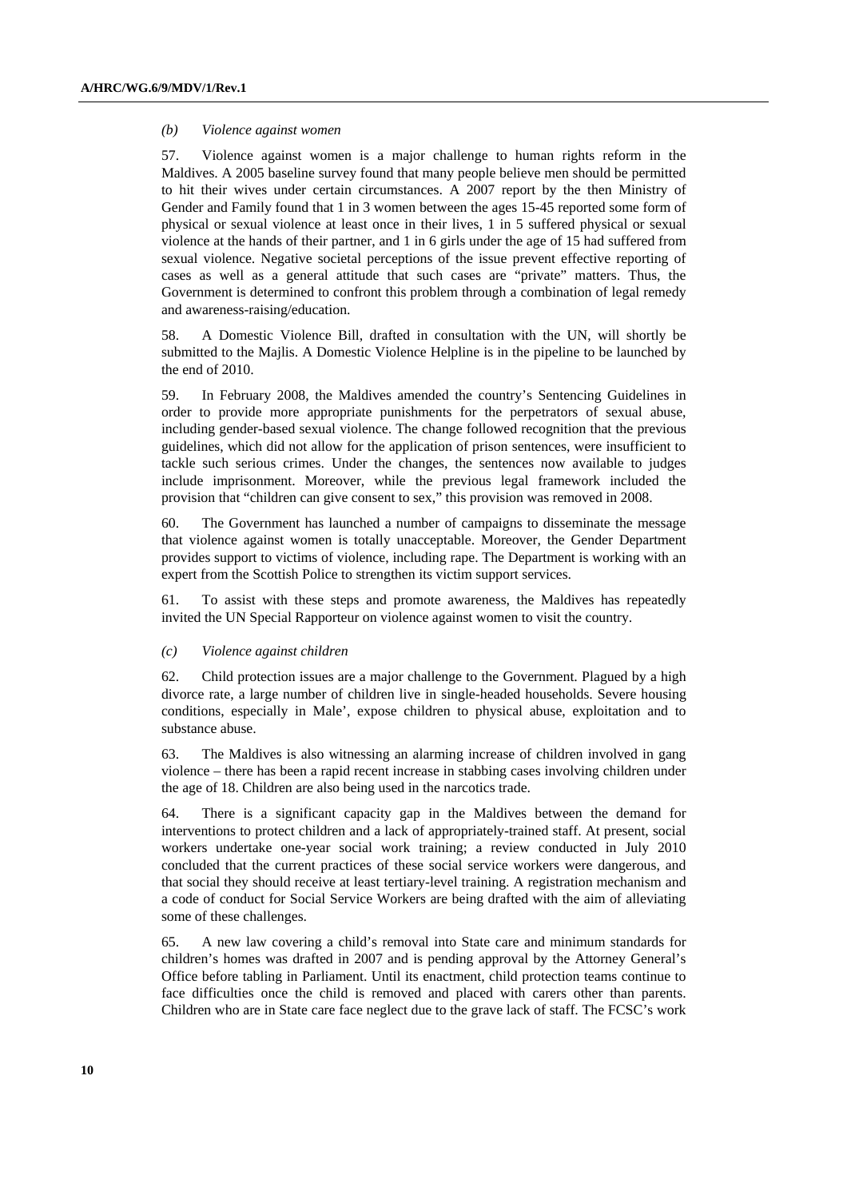*(b) Violence against women*

57. Violence against women is a major challenge to human rights reform in the Maldives. A 2005 baseline survey found that many people believe men should be permitted to hit their wives under certain circumstances. A 2007 report by the then Ministry of Gender and Family found that 1 in 3 women between the ages 15-45 reported some form of physical or sexual violence at least once in their lives, 1 in 5 suffered physical or sexual violence at the hands of their partner, and 1 in 6 girls under the age of 15 had suffered from sexual violence. Negative societal perceptions of the issue prevent effective reporting of cases as well as a general attitude that such cases are "private" matters. Thus, the Government is determined to confront this problem through a combination of legal remedy and awareness-raising/education.

58. A Domestic Violence Bill, drafted in consultation with the UN, will shortly be submitted to the Majlis. A Domestic Violence Helpline is in the pipeline to be launched by the end of 2010.

59. In February 2008, the Maldives amended the country's Sentencing Guidelines in order to provide more appropriate punishments for the perpetrators of sexual abuse, including gender-based sexual violence. The change followed recognition that the previous guidelines, which did not allow for the application of prison sentences, were insufficient to tackle such serious crimes. Under the changes, the sentences now available to judges include imprisonment. Moreover, while the previous legal framework included the provision that "children can give consent to sex," this provision was removed in 2008.

60. The Government has launched a number of campaigns to disseminate the message that violence against women is totally unacceptable. Moreover, the Gender Department provides support to victims of violence, including rape. The Department is working with an expert from the Scottish Police to strengthen its victim support services.

61. To assist with these steps and promote awareness, the Maldives has repeatedly invited the UN Special Rapporteur on violence against women to visit the country.

*(c) Violence against children*

62. Child protection issues are a major challenge to the Government. Plagued by a high divorce rate, a large number of children live in single-headed households. Severe housing conditions, especially in Male', expose children to physical abuse, exploitation and to substance abuse.

63. The Maldives is also witnessing an alarming increase of children involved in gang violence – there has been a rapid recent increase in stabbing cases involving children under the age of 18. Children are also being used in the narcotics trade.

64. There is a significant capacity gap in the Maldives between the demand for interventions to protect children and a lack of appropriately-trained staff. At present, social workers undertake one-year social work training; a review conducted in July 2010 concluded that the current practices of these social service workers were dangerous, and that social they should receive at least tertiary-level training. A registration mechanism and a code of conduct for Social Service Workers are being drafted with the aim of alleviating some of these challenges.

65. A new law covering a child's removal into State care and minimum standards for children's homes was drafted in 2007 and is pending approval by the Attorney General's Office before tabling in Parliament. Until its enactment, child protection teams continue to face difficulties once the child is removed and placed with carers other than parents. Children who are in State care face neglect due to the grave lack of staff. The FCSC's work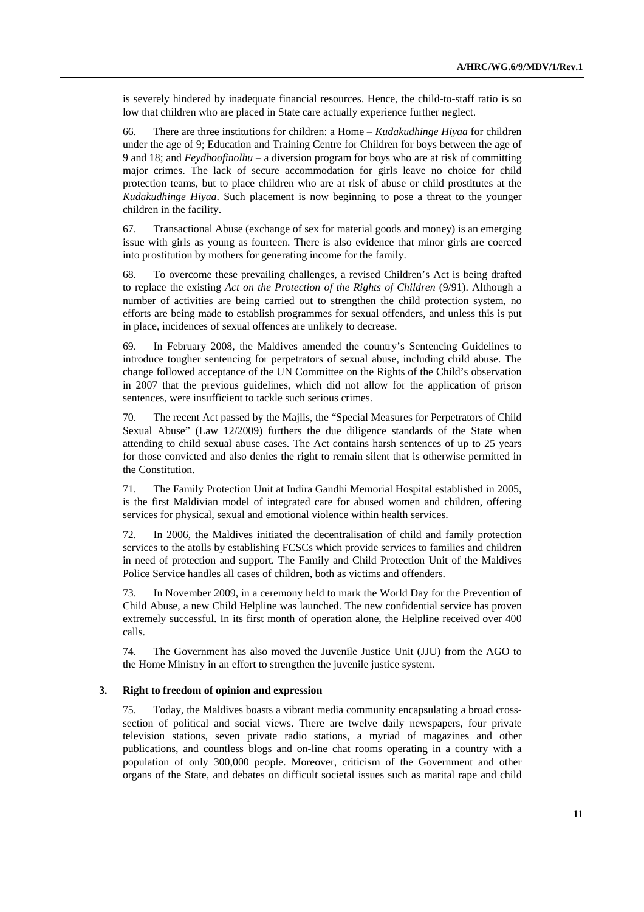is severely hindered by inadequate financial resources. Hence, the child-to-staff ratio is so low that children who are placed in State care actually experience further neglect.

66. There are three institutions for children: a Home – *Kudakudhinge Hiyaa* for children under the age of 9; Education and Training Centre for Children for boys between the age of 9 and 18; and *Feydhoofinolhu* – a diversion program for boys who are at risk of committing major crimes. The lack of secure accommodation for girls leave no choice for child protection teams, but to place children who are at risk of abuse or child prostitutes at the *Kudakudhinge Hiyaa*. Such placement is now beginning to pose a threat to the younger children in the facility.

67. Transactional Abuse (exchange of sex for material goods and money) is an emerging issue with girls as young as fourteen. There is also evidence that minor girls are coerced into prostitution by mothers for generating income for the family.

68. To overcome these prevailing challenges, a revised Children's Act is being drafted to replace the existing *Act on the Protection of the Rights of Children* (9/91). Although a number of activities are being carried out to strengthen the child protection system, no efforts are being made to establish programmes for sexual offenders, and unless this is put in place, incidences of sexual offences are unlikely to decrease.

69. In February 2008, the Maldives amended the country's Sentencing Guidelines to introduce tougher sentencing for perpetrators of sexual abuse, including child abuse. The change followed acceptance of the UN Committee on the Rights of the Child's observation in 2007 that the previous guidelines, which did not allow for the application of prison sentences, were insufficient to tackle such serious crimes.

70. The recent Act passed by the Majlis, the "Special Measures for Perpetrators of Child Sexual Abuse" (Law 12/2009) furthers the due diligence standards of the State when attending to child sexual abuse cases. The Act contains harsh sentences of up to 25 years for those convicted and also denies the right to remain silent that is otherwise permitted in the Constitution.

71. The Family Protection Unit at Indira Gandhi Memorial Hospital established in 2005, is the first Maldivian model of integrated care for abused women and children, offering services for physical, sexual and emotional violence within health services.

72. In 2006, the Maldives initiated the decentralisation of child and family protection services to the atolls by establishing FCSCs which provide services to families and children in need of protection and support. The Family and Child Protection Unit of the Maldives Police Service handles all cases of children, both as victims and offenders.

73. In November 2009, in a ceremony held to mark the World Day for the Prevention of Child Abuse, a new Child Helpline was launched. The new confidential service has proven extremely successful. In its first month of operation alone, the Helpline received over 400 calls.

74. The Government has also moved the Juvenile Justice Unit (JJU) from the AGO to the Home Ministry in an effort to strengthen the juvenile justice system.

### 3. Right to freedom of opinion and expression

75. Today, the Maldives boasts a vibrant media community encapsulating a broad cross-section of political and social views. There are twelve daily newspapers, four private television stations, seven private radio stations, a myriad of magazines and other publications, and countless blogs and on-line chat rooms operating in a country with a population of only 300,000 people. Moreover, criticism of the Government and other organs of the State, and debates on difficult societal issues such as marital rape and child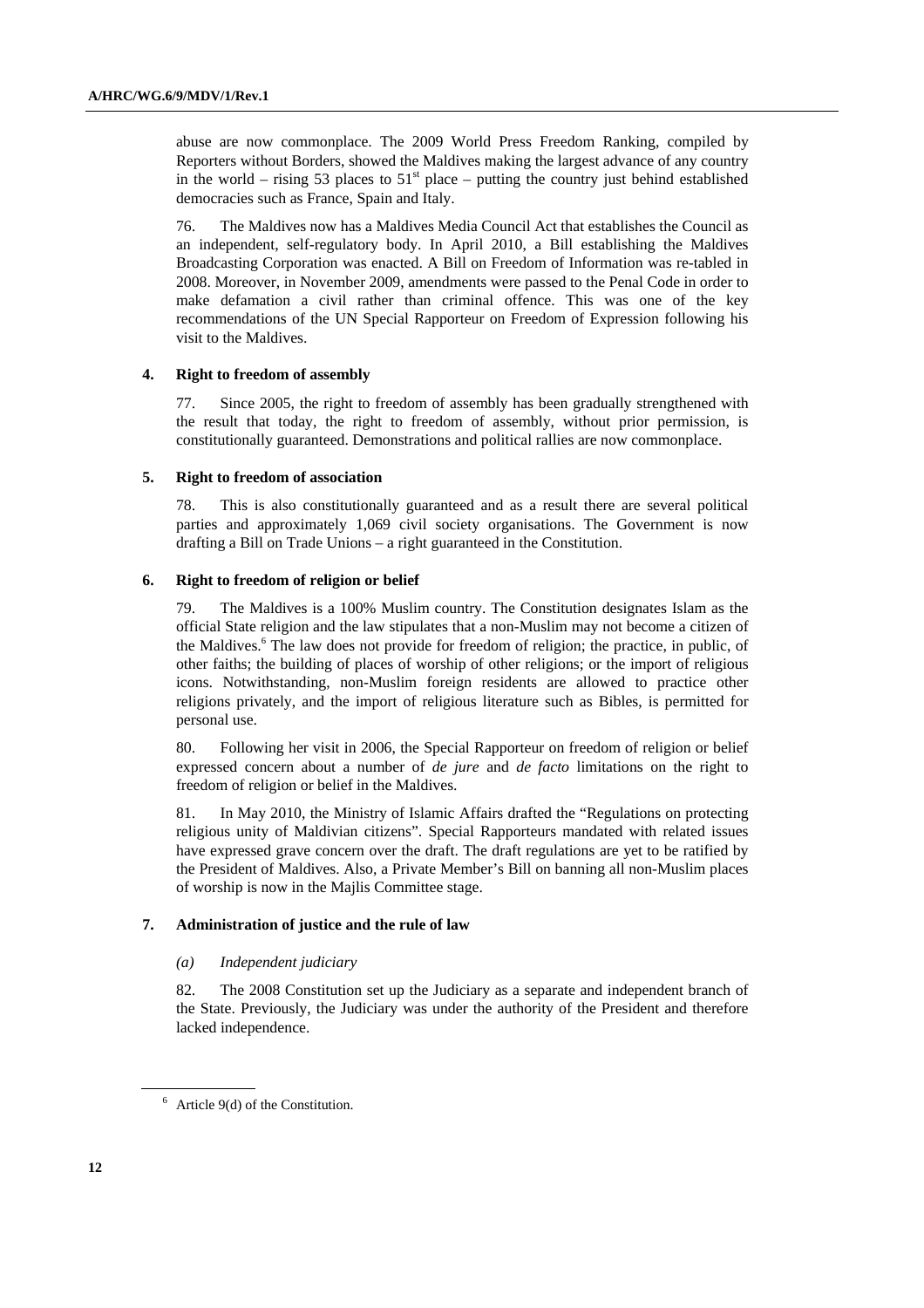abuse are now commonplace. The 2009 World Press Freedom Ranking, compiled by Reporters without Borders, showed the Maldives making the largest advance of any country in the world – rising 53 places to 51st place – putting the country just behind established democracies such as France, Spain and Italy.

76. The Maldives now has a Maldives Media Council Act that establishes the Council as an independent, self-regulatory body. In April 2010, a Bill establishing the Maldives Broadcasting Corporation was enacted. A Bill on Freedom of Information was re-tabled in 2008. Moreover, in November 2009, amendments were passed to the Penal Code in order to make defamation a civil rather than criminal offence. This was one of the key recommendations of the UN Special Rapporteur on Freedom of Expression following his visit to the Maldives.

### 4. Right to freedom of assembly

77. Since 2005, the right to freedom of assembly has been gradually strengthened with the result that today, the right to freedom of assembly, without prior permission, is constitutionally guaranteed. Demonstrations and political rallies are now commonplace.

### 5. Right to freedom of association

78. This is also constitutionally guaranteed and as a result there are several political parties and approximately 1,069 civil society organisations. The Government is now drafting a Bill on Trade Unions – a right guaranteed in the Constitution.

### 6. Right to freedom of religion or belief

79. The Maldives is a 100% Muslim country. The Constitution designates Islam as the official State religion and the law stipulates that a non-Muslim may not become a citizen of the Maldives.[6] The law does not provide for freedom of religion; the practice, in public, of other faiths; the building of places of worship of other religions; or the import of religious icons. Notwithstanding, non-Muslim foreign residents are allowed to practice other religions privately, and the import of religious literature such as Bibles, is permitted for personal use.

80. Following her visit in 2006, the Special Rapporteur on freedom of religion or belief expressed concern about a number of *de jure* and *de facto* limitations on the right to freedom of religion or belief in the Maldives.

81. In May 2010, the Ministry of Islamic Affairs drafted the "Regulations on protecting religious unity of Maldivian citizens". Special Rapporteurs mandated with related issues have expressed grave concern over the draft. The draft regulations are yet to be ratified by the President of Maldives. Also, a Private Member's Bill on banning all non-Muslim places of worship is now in the Majlis Committee stage.

### 7. Administration of justice and the rule of law

#### *(a) Independent judiciary*

82. The 2008 Constitution set up the Judiciary as a separate and independent branch of the State. Previously, the Judiciary was under the authority of the President and therefore lacked independence.

[6] Article 9(d) of the Constitution.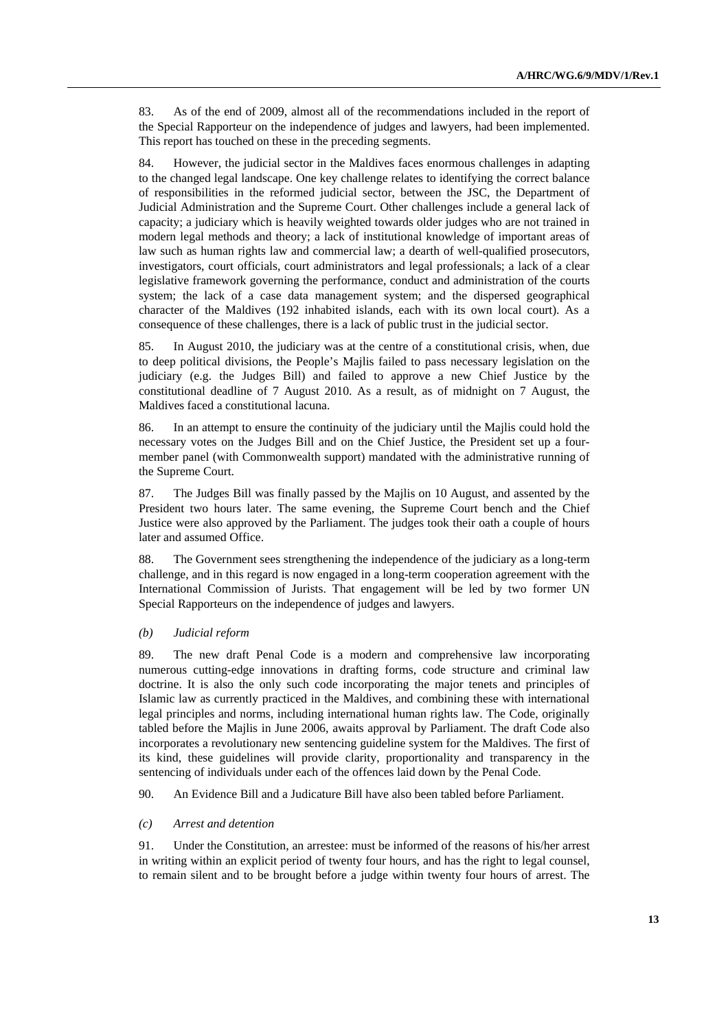83. As of the end of 2009, almost all of the recommendations included in the report of the Special Rapporteur on the independence of judges and lawyers, had been implemented. This report has touched on these in the preceding segments.

84. However, the judicial sector in the Maldives faces enormous challenges in adapting to the changed legal landscape. One key challenge relates to identifying the correct balance of responsibilities in the reformed judicial sector, between the JSC, the Department of Judicial Administration and the Supreme Court. Other challenges include a general lack of capacity; a judiciary which is heavily weighted towards older judges who are not trained in modern legal methods and theory; a lack of institutional knowledge of important areas of law such as human rights law and commercial law; a dearth of well-qualified prosecutors, investigators, court officials, court administrators and legal professionals; a lack of a clear legislative framework governing the performance, conduct and administration of the courts system; the lack of a case data management system; and the dispersed geographical character of the Maldives (192 inhabited islands, each with its own local court). As a consequence of these challenges, there is a lack of public trust in the judicial sector.

85. In August 2010, the judiciary was at the centre of a constitutional crisis, when, due to deep political divisions, the People's Majlis failed to pass necessary legislation on the judiciary (e.g. the Judges Bill) and failed to approve a new Chief Justice by the constitutional deadline of 7 August 2010. As a result, as of midnight on 7 August, the Maldives faced a constitutional lacuna.

86. In an attempt to ensure the continuity of the judiciary until the Majlis could hold the necessary votes on the Judges Bill and on the Chief Justice, the President set up a four-member panel (with Commonwealth support) mandated with the administrative running of the Supreme Court.

87. The Judges Bill was finally passed by the Majlis on 10 August, and assented by the President two hours later. The same evening, the Supreme Court bench and the Chief Justice were also approved by the Parliament. The judges took their oath a couple of hours later and assumed Office.

88. The Government sees strengthening the independence of the judiciary as a long-term challenge, and in this regard is now engaged in a long-term cooperation agreement with the International Commission of Jurists. That engagement will be led by two former UN Special Rapporteurs on the independence of judges and lawyers.

### *(b) Judicial reform*

89. The new draft Penal Code is a modern and comprehensive law incorporating numerous cutting-edge innovations in drafting forms, code structure and criminal law doctrine. It is also the only such code incorporating the major tenets and principles of Islamic law as currently practiced in the Maldives, and combining these with international legal principles and norms, including international human rights law. The Code, originally tabled before the Majlis in June 2006, awaits approval by Parliament. The draft Code also incorporates a revolutionary new sentencing guideline system for the Maldives. The first of its kind, these guidelines will provide clarity, proportionality and transparency in the sentencing of individuals under each of the offences laid down by the Penal Code.

90. An Evidence Bill and a Judicature Bill have also been tabled before Parliament.

### *(c) Arrest and detention*

91. Under the Constitution, an arrestee: must be informed of the reasons of his/her arrest in writing within an explicit period of twenty four hours, and has the right to legal counsel, to remain silent and to be brought before a judge within twenty four hours of arrest. The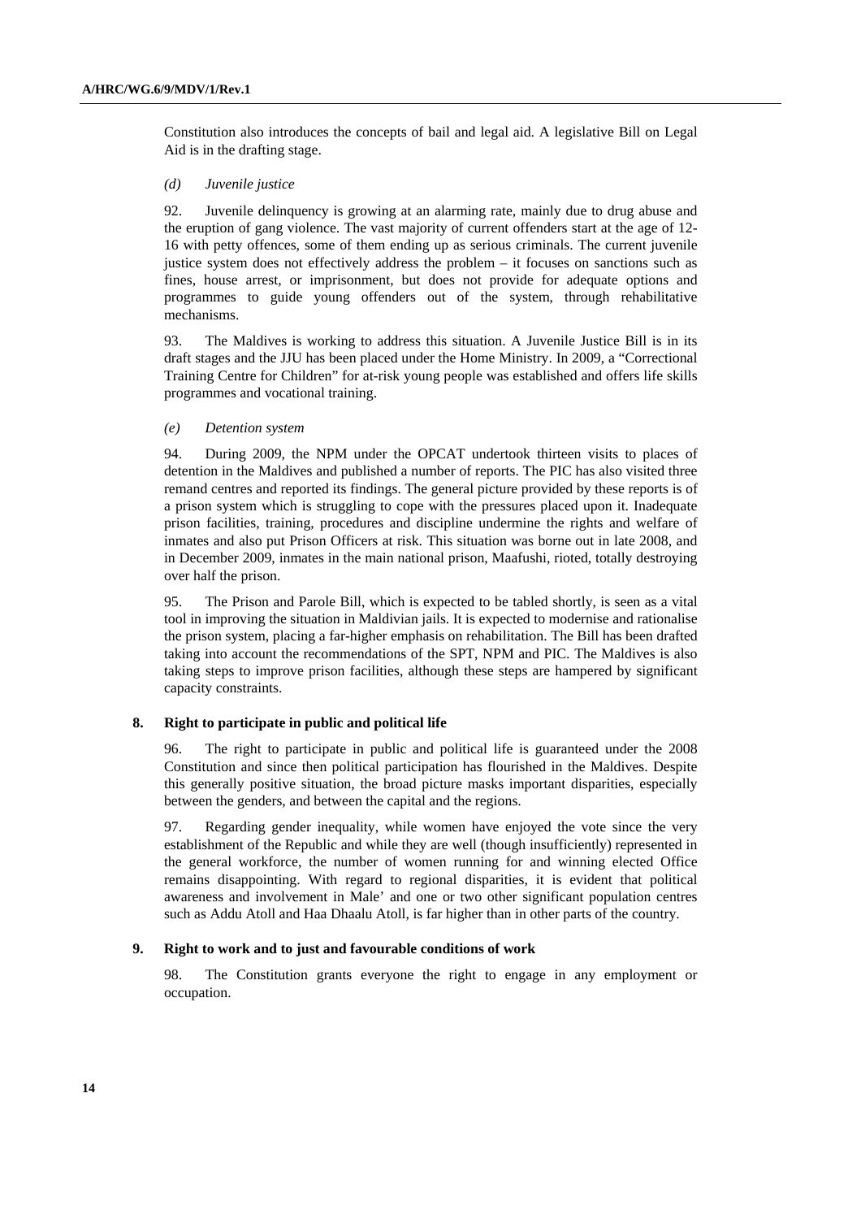Constitution also introduces the concepts of bail and legal aid. A legislative Bill on Legal Aid is in the drafting stage.

#### *(d) Juvenile justice*

92. Juvenile delinquency is growing at an alarming rate, mainly due to drug abuse and the eruption of gang violence. The vast majority of current offenders start at the age of 12-16 with petty offences, some of them ending up as serious criminals. The current juvenile justice system does not effectively address the problem – it focuses on sanctions such as fines, house arrest, or imprisonment, but does not provide for adequate options and programmes to guide young offenders out of the system, through rehabilitative mechanisms.

93. The Maldives is working to address this situation. A Juvenile Justice Bill is in its draft stages and the JJU has been placed under the Home Ministry. In 2009, a "Correctional Training Centre for Children" for at-risk young people was established and offers life skills programmes and vocational training.

#### *(e) Detention system*

94. During 2009, the NPM under the OPCAT undertook thirteen visits to places of detention in the Maldives and published a number of reports. The PIC has also visited three remand centres and reported its findings. The general picture provided by these reports is of a prison system which is struggling to cope with the pressures placed upon it. Inadequate prison facilities, training, procedures and discipline undermine the rights and welfare of inmates and also put Prison Officers at risk. This situation was borne out in late 2008, and in December 2009, inmates in the main national prison, Maafushi, rioted, totally destroying over half the prison.

95. The Prison and Parole Bill, which is expected to be tabled shortly, is seen as a vital tool in improving the situation in Maldivian jails. It is expected to modernise and rationalise the prison system, placing a far-higher emphasis on rehabilitation. The Bill has been drafted taking into account the recommendations of the SPT, NPM and PIC. The Maldives is also taking steps to improve prison facilities, although these steps are hampered by significant capacity constraints.

### 8. Right to participate in public and political life

96. The right to participate in public and political life is guaranteed under the 2008 Constitution and since then political participation has flourished in the Maldives. Despite this generally positive situation, the broad picture masks important disparities, especially between the genders, and between the capital and the regions.

97. Regarding gender inequality, while women have enjoyed the vote since the very establishment of the Republic and while they are well (though insufficiently) represented in the general workforce, the number of women running for and winning elected Office remains disappointing. With regard to regional disparities, it is evident that political awareness and involvement in Male' and one or two other significant population centres such as Addu Atoll and Haa Dhaalu Atoll, is far higher than in other parts of the country.

### 9. Right to work and to just and favourable conditions of work

98. The Constitution grants everyone the right to engage in any employment or occupation.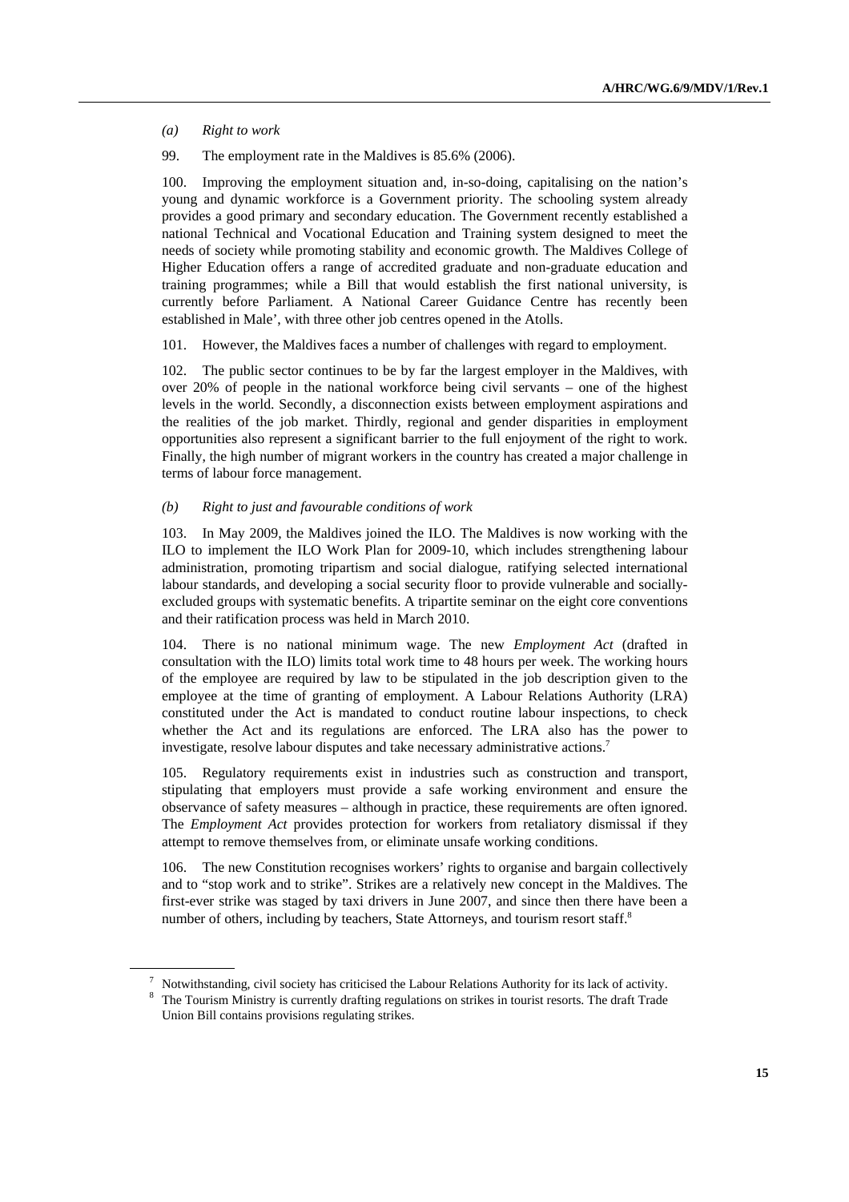*(a) Right to work*

99. The employment rate in the Maldives is 85.6% (2006).

100. Improving the employment situation and, in-so-doing, capitalising on the nation's young and dynamic workforce is a Government priority. The schooling system already provides a good primary and secondary education. The Government recently established a national Technical and Vocational Education and Training system designed to meet the needs of society while promoting stability and economic growth. The Maldives College of Higher Education offers a range of accredited graduate and non-graduate education and training programmes; while a Bill that would establish the first national university, is currently before Parliament. A National Career Guidance Centre has recently been established in Male', with three other job centres opened in the Atolls.

101. However, the Maldives faces a number of challenges with regard to employment.

102. The public sector continues to be by far the largest employer in the Maldives, with over 20% of people in the national workforce being civil servants – one of the highest levels in the world. Secondly, a disconnection exists between employment aspirations and the realities of the job market. Thirdly, regional and gender disparities in employment opportunities also represent a significant barrier to the full enjoyment of the right to work. Finally, the high number of migrant workers in the country has created a major challenge in terms of labour force management.

*(b) Right to just and favourable conditions of work*

103. In May 2009, the Maldives joined the ILO. The Maldives is now working with the ILO to implement the ILO Work Plan for 2009-10, which includes strengthening labour administration, promoting tripartism and social dialogue, ratifying selected international labour standards, and developing a social security floor to provide vulnerable and socially-excluded groups with systematic benefits. A tripartite seminar on the eight core conventions and their ratification process was held in March 2010.

104. There is no national minimum wage. The new *Employment Act* (drafted in consultation with the ILO) limits total work time to 48 hours per week. The working hours of the employee are required by law to be stipulated in the job description given to the employee at the time of granting of employment. A Labour Relations Authority (LRA) constituted under the Act is mandated to conduct routine labour inspections, to check whether the Act and its regulations are enforced. The LRA also has the power to investigate, resolve labour disputes and take necessary administrative actions.[7]

105. Regulatory requirements exist in industries such as construction and transport, stipulating that employers must provide a safe working environment and ensure the observance of safety measures – although in practice, these requirements are often ignored. The *Employment Act* provides protection for workers from retaliatory dismissal if they attempt to remove themselves from, or eliminate unsafe working conditions.

106. The new Constitution recognises workers' rights to organise and bargain collectively and to "stop work and to strike". Strikes are a relatively new concept in the Maldives. The first-ever strike was staged by taxi drivers in June 2007, and since then there have been a number of others, including by teachers, State Attorneys, and tourism resort staff.[8]

---

[7] Notwithstanding, civil society has criticised the Labour Relations Authority for its lack of activity.

[8] The Tourism Ministry is currently drafting regulations on strikes in tourist resorts. The draft Trade Union Bill contains provisions regulating strikes.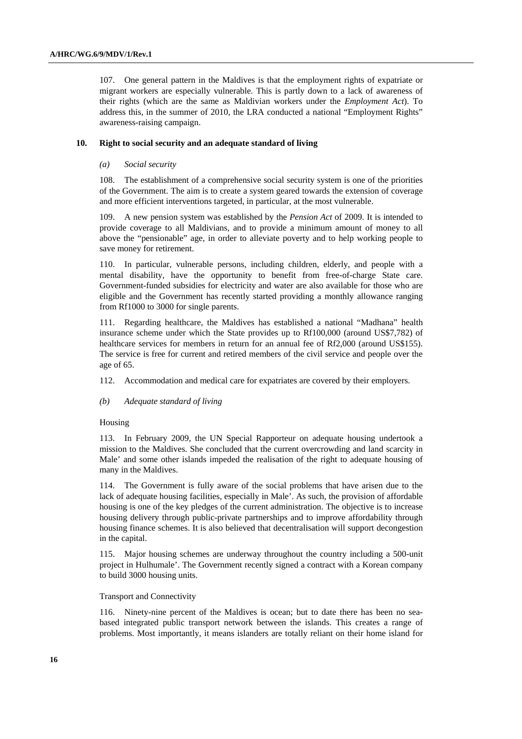107. One general pattern in the Maldives is that the employment rights of expatriate or migrant workers are especially vulnerable. This is partly down to a lack of awareness of their rights (which are the same as Maldivian workers under the *Employment Act*). To address this, in the summer of 2010, the LRA conducted a national "Employment Rights" awareness-raising campaign.

### 10. Right to social security and an adequate standard of living

#### *(a) Social security*

108. The establishment of a comprehensive social security system is one of the priorities of the Government. The aim is to create a system geared towards the extension of coverage and more efficient interventions targeted, in particular, at the most vulnerable.

109. A new pension system was established by the *Pension Act* of 2009. It is intended to provide coverage to all Maldivians, and to provide a minimum amount of money to all above the "pensionable" age, in order to alleviate poverty and to help working people to save money for retirement.

110. In particular, vulnerable persons, including children, elderly, and people with a mental disability, have the opportunity to benefit from free-of-charge State care. Government-funded subsidies for electricity and water are also available for those who are eligible and the Government has recently started providing a monthly allowance ranging from Rf1000 to 3000 for single parents.

111. Regarding healthcare, the Maldives has established a national "Madhana" health insurance scheme under which the State provides up to Rf100,000 (around US$7,782) of healthcare services for members in return for an annual fee of Rf2,000 (around US$155). The service is free for current and retired members of the civil service and people over the age of 65.

112. Accommodation and medical care for expatriates are covered by their employers.

#### *(b) Adequate standard of living*

Housing

113. In February 2009, the UN Special Rapporteur on adequate housing undertook a mission to the Maldives. She concluded that the current overcrowding and land scarcity in Male' and some other islands impeded the realisation of the right to adequate housing of many in the Maldives.

114. The Government is fully aware of the social problems that have arisen due to the lack of adequate housing facilities, especially in Male'. As such, the provision of affordable housing is one of the key pledges of the current administration. The objective is to increase housing delivery through public-private partnerships and to improve affordability through housing finance schemes. It is also believed that decentralisation will support decongestion in the capital.

115. Major housing schemes are underway throughout the country including a 500-unit project in Hulhumale'. The Government recently signed a contract with a Korean company to build 3000 housing units.

Transport and Connectivity

116. Ninety-nine percent of the Maldives is ocean; but to date there has been no sea-based integrated public transport network between the islands. This creates a range of problems. Most importantly, it means islanders are totally reliant on their home island for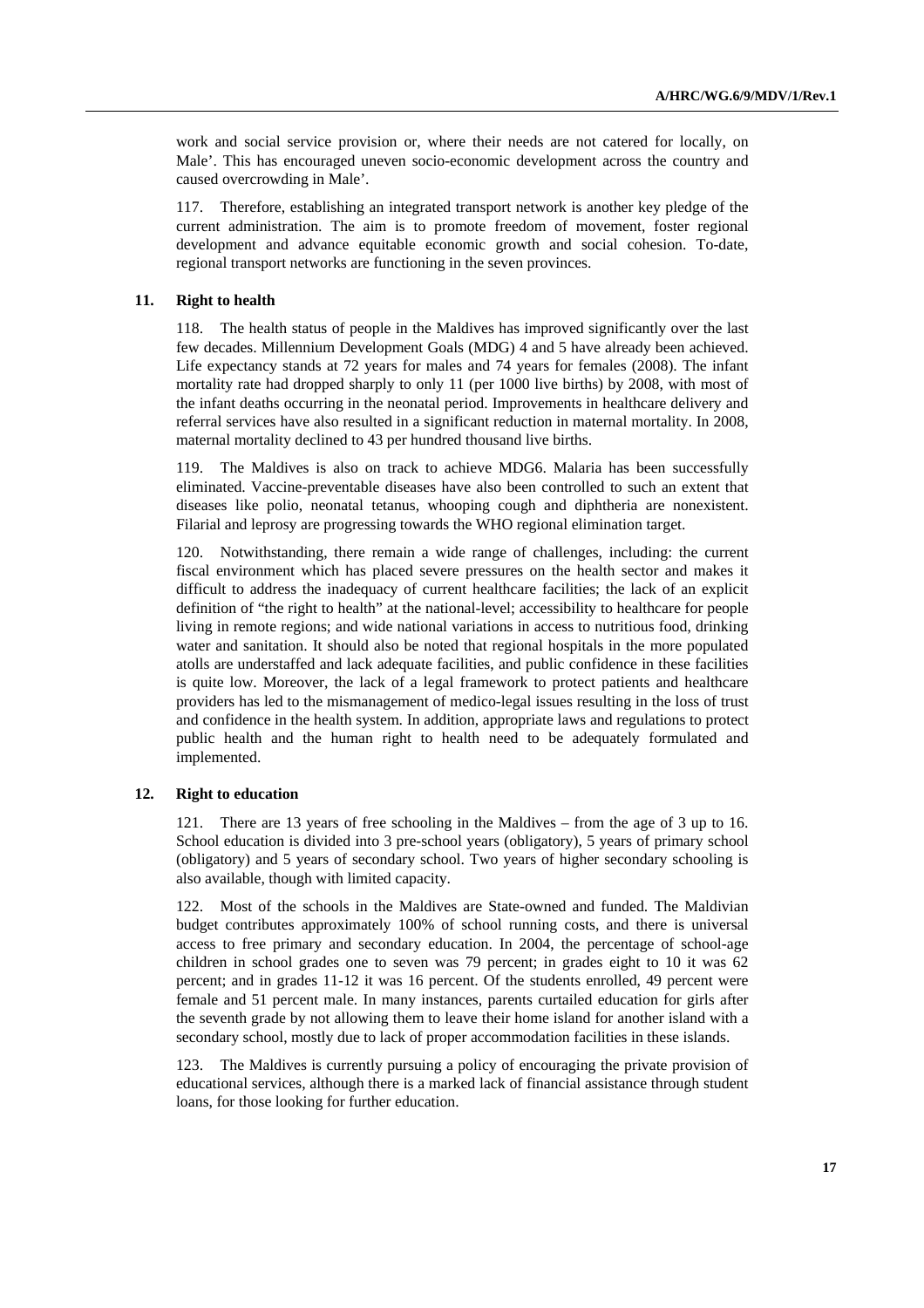work and social service provision or, where their needs are not catered for locally, on Male'. This has encouraged uneven socio-economic development across the country and caused overcrowding in Male'.

117. Therefore, establishing an integrated transport network is another key pledge of the current administration. The aim is to promote freedom of movement, foster regional development and advance equitable economic growth and social cohesion. To-date, regional transport networks are functioning in the seven provinces.

### 11. Right to health

118. The health status of people in the Maldives has improved significantly over the last few decades. Millennium Development Goals (MDG) 4 and 5 have already been achieved. Life expectancy stands at 72 years for males and 74 years for females (2008). The infant mortality rate had dropped sharply to only 11 (per 1000 live births) by 2008, with most of the infant deaths occurring in the neonatal period. Improvements in healthcare delivery and referral services have also resulted in a significant reduction in maternal mortality. In 2008, maternal mortality declined to 43 per hundred thousand live births.

119. The Maldives is also on track to achieve MDG6. Malaria has been successfully eliminated. Vaccine-preventable diseases have also been controlled to such an extent that diseases like polio, neonatal tetanus, whooping cough and diphtheria are nonexistent. Filarial and leprosy are progressing towards the WHO regional elimination target.

120. Notwithstanding, there remain a wide range of challenges, including: the current fiscal environment which has placed severe pressures on the health sector and makes it difficult to address the inadequacy of current healthcare facilities; the lack of an explicit definition of "the right to health" at the national-level; accessibility to healthcare for people living in remote regions; and wide national variations in access to nutritious food, drinking water and sanitation. It should also be noted that regional hospitals in the more populated atolls are understaffed and lack adequate facilities, and public confidence in these facilities is quite low. Moreover, the lack of a legal framework to protect patients and healthcare providers has led to the mismanagement of medico-legal issues resulting in the loss of trust and confidence in the health system. In addition, appropriate laws and regulations to protect public health and the human right to health need to be adequately formulated and implemented.

### 12. Right to education

121. There are 13 years of free schooling in the Maldives – from the age of 3 up to 16. School education is divided into 3 pre-school years (obligatory), 5 years of primary school (obligatory) and 5 years of secondary school. Two years of higher secondary schooling is also available, though with limited capacity.

122. Most of the schools in the Maldives are State-owned and funded. The Maldivian budget contributes approximately 100% of school running costs, and there is universal access to free primary and secondary education. In 2004, the percentage of school-age children in school grades one to seven was 79 percent; in grades eight to 10 it was 62 percent; and in grades 11-12 it was 16 percent. Of the students enrolled, 49 percent were female and 51 percent male. In many instances, parents curtailed education for girls after the seventh grade by not allowing them to leave their home island for another island with a secondary school, mostly due to lack of proper accommodation facilities in these islands.

123. The Maldives is currently pursuing a policy of encouraging the private provision of educational services, although there is a marked lack of financial assistance through student loans, for those looking for further education.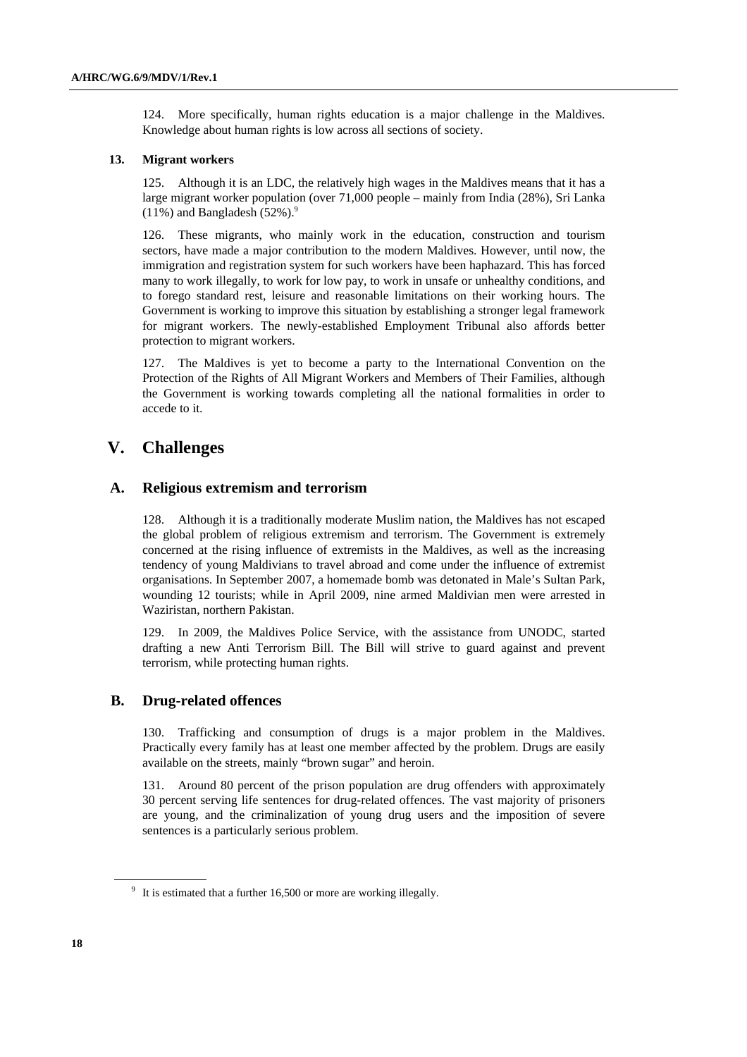124. More specifically, human rights education is a major challenge in the Maldives. Knowledge about human rights is low across all sections of society.

### 13. Migrant workers

125. Although it is an LDC, the relatively high wages in the Maldives means that it has a large migrant worker population (over 71,000 people – mainly from India (28%), Sri Lanka (11%) and Bangladesh (52%).[9]

126. These migrants, who mainly work in the education, construction and tourism sectors, have made a major contribution to the modern Maldives. However, until now, the immigration and registration system for such workers have been haphazard. This has forced many to work illegally, to work for low pay, to work in unsafe or unhealthy conditions, and to forego standard rest, leisure and reasonable limitations on their working hours. The Government is working to improve this situation by establishing a stronger legal framework for migrant workers. The newly-established Employment Tribunal also affords better protection to migrant workers.

127. The Maldives is yet to become a party to the International Convention on the Protection of the Rights of All Migrant Workers and Members of Their Families, although the Government is working towards completing all the national formalities in order to accede to it.

# V. Challenges

## A. Religious extremism and terrorism

128. Although it is a traditionally moderate Muslim nation, the Maldives has not escaped the global problem of religious extremism and terrorism. The Government is extremely concerned at the rising influence of extremists in the Maldives, as well as the increasing tendency of young Maldivians to travel abroad and come under the influence of extremist organisations. In September 2007, a homemade bomb was detonated in Male's Sultan Park, wounding 12 tourists; while in April 2009, nine armed Maldivian men were arrested in Waziristan, northern Pakistan.

129. In 2009, the Maldives Police Service, with the assistance from UNODC, started drafting a new Anti Terrorism Bill. The Bill will strive to guard against and prevent terrorism, while protecting human rights.

## B. Drug-related offences

130. Trafficking and consumption of drugs is a major problem in the Maldives. Practically every family has at least one member affected by the problem. Drugs are easily available on the streets, mainly "brown sugar" and heroin.

131. Around 80 percent of the prison population are drug offenders with approximately 30 percent serving life sentences for drug-related offences. The vast majority of prisoners are young, and the criminalization of young drug users and the imposition of severe sentences is a particularly serious problem.

---

[9] It is estimated that a further 16,500 or more are working illegally.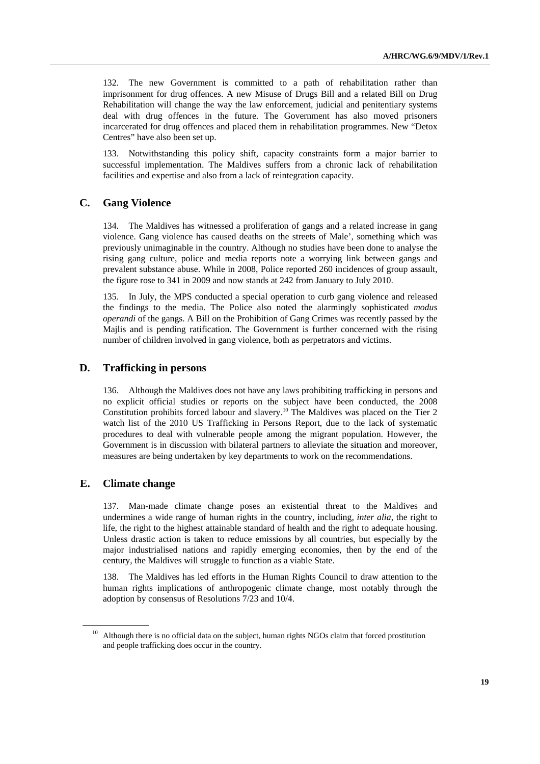132. The new Government is committed to a path of rehabilitation rather than imprisonment for drug offences. A new Misuse of Drugs Bill and a related Bill on Drug Rehabilitation will change the way the law enforcement, judicial and penitentiary systems deal with drug offences in the future. The Government has also moved prisoners incarcerated for drug offences and placed them in rehabilitation programmes. New "Detox Centres" have also been set up.

133. Notwithstanding this policy shift, capacity constraints form a major barrier to successful implementation. The Maldives suffers from a chronic lack of rehabilitation facilities and expertise and also from a lack of reintegration capacity.

## C. Gang Violence

134. The Maldives has witnessed a proliferation of gangs and a related increase in gang violence. Gang violence has caused deaths on the streets of Male', something which was previously unimaginable in the country. Although no studies have been done to analyse the rising gang culture, police and media reports note a worrying link between gangs and prevalent substance abuse. While in 2008, Police reported 260 incidences of group assault, the figure rose to 341 in 2009 and now stands at 242 from January to July 2010.

135. In July, the MPS conducted a special operation to curb gang violence and released the findings to the media. The Police also noted the alarmingly sophisticated *modus operandi* of the gangs. A Bill on the Prohibition of Gang Crimes was recently passed by the Majlis and is pending ratification. The Government is further concerned with the rising number of children involved in gang violence, both as perpetrators and victims.

## D. Trafficking in persons

136. Although the Maldives does not have any laws prohibiting trafficking in persons and no explicit official studies or reports on the subject have been conducted, the 2008 Constitution prohibits forced labour and slavery.[10] The Maldives was placed on the Tier 2 watch list of the 2010 US Trafficking in Persons Report, due to the lack of systematic procedures to deal with vulnerable people among the migrant population. However, the Government is in discussion with bilateral partners to alleviate the situation and moreover, measures are being undertaken by key departments to work on the recommendations.

## E. Climate change

137. Man-made climate change poses an existential threat to the Maldives and undermines a wide range of human rights in the country, including, *inter alia*, the right to life, the right to the highest attainable standard of health and the right to adequate housing. Unless drastic action is taken to reduce emissions by all countries, but especially by the major industrialised nations and rapidly emerging economies, then by the end of the century, the Maldives will struggle to function as a viable State.

138. The Maldives has led efforts in the Human Rights Council to draw attention to the human rights implications of anthropogenic climate change, most notably through the adoption by consensus of Resolutions 7/23 and 10/4.

---

[10] Although there is no official data on the subject, human rights NGOs claim that forced prostitution and people trafficking does occur in the country.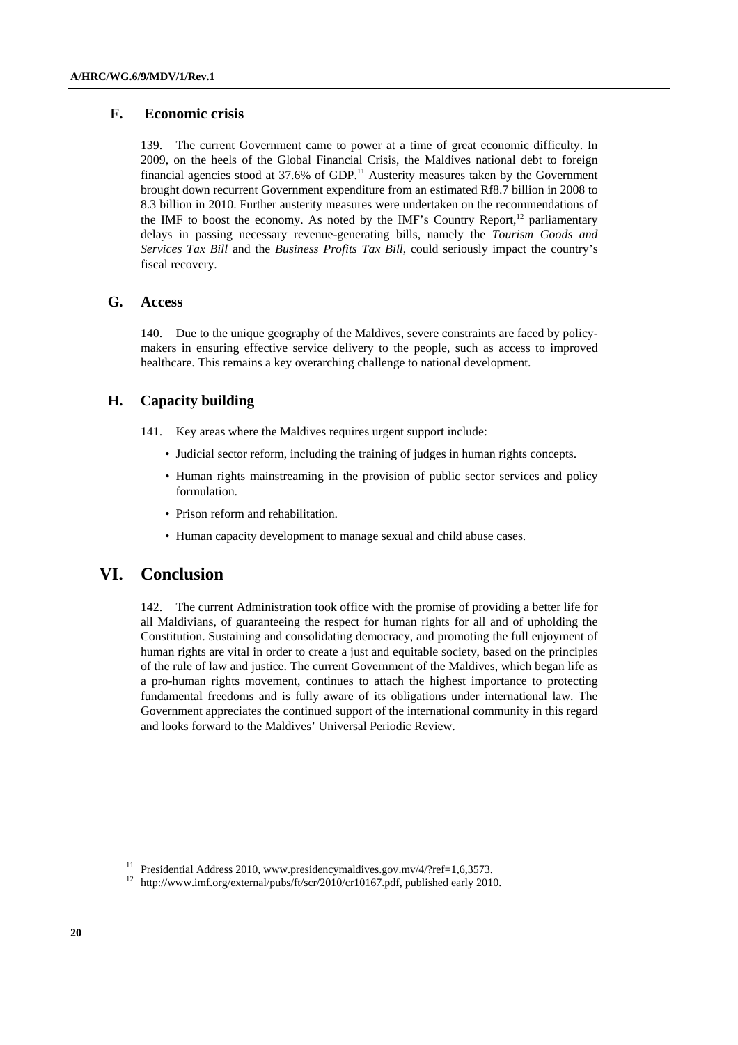## F. Economic crisis

139. The current Government came to power at a time of great economic difficulty. In 2009, on the heels of the Global Financial Crisis, the Maldives national debt to foreign financial agencies stood at 37.6% of GDP.[11] Austerity measures taken by the Government brought down recurrent Government expenditure from an estimated Rf8.7 billion in 2008 to 8.3 billion in 2010. Further austerity measures were undertaken on the recommendations of the IMF to boost the economy. As noted by the IMF's Country Report,[12] parliamentary delays in passing necessary revenue-generating bills, namely the *Tourism Goods and Services Tax Bill* and the *Business Profits Tax Bill*, could seriously impact the country's fiscal recovery.

## G. Access

140. Due to the unique geography of the Maldives, severe constraints are faced by policy-makers in ensuring effective service delivery to the people, such as access to improved healthcare. This remains a key overarching challenge to national development.

## H. Capacity building

141. Key areas where the Maldives requires urgent support include:

- Judicial sector reform, including the training of judges in human rights concepts.
- Human rights mainstreaming in the provision of public sector services and policy formulation.
- Prison reform and rehabilitation.
- Human capacity development to manage sexual and child abuse cases.

# VI. Conclusion

142. The current Administration took office with the promise of providing a better life for all Maldivians, of guaranteeing the respect for human rights for all and of upholding the Constitution. Sustaining and consolidating democracy, and promoting the full enjoyment of human rights are vital in order to create a just and equitable society, based on the principles of the rule of law and justice. The current Government of the Maldives, which began life as a pro-human rights movement, continues to attach the highest importance to protecting fundamental freedoms and is fully aware of its obligations under international law. The Government appreciates the continued support of the international community in this regard and looks forward to the Maldives' Universal Periodic Review.

---

[11] Presidential Address 2010, www.presidencymaldives.gov.mv/4/?ref=1,6,3573.

[12] http://www.imf.org/external/pubs/ft/scr/2010/cr10167.pdf, published early 2010.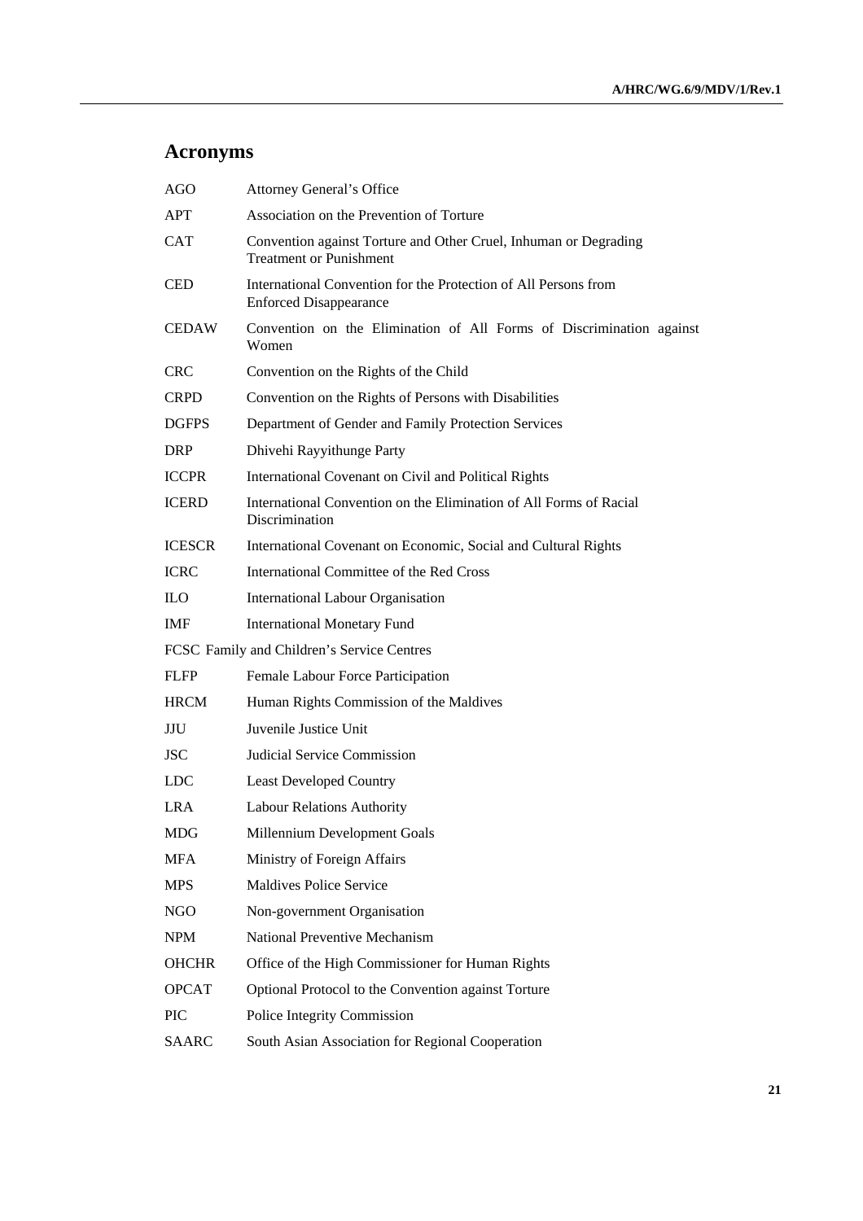## Acronyms

| | |
|---|---|
| AGO | Attorney General's Office |
| APT | Association on the Prevention of Torture |
| CAT | Convention against Torture and Other Cruel, Inhuman or Degrading Treatment or Punishment |
| CED | International Convention for the Protection of All Persons from Enforced Disappearance |
| CEDAW | Convention on the Elimination of All Forms of Discrimination against Women |
| CRC | Convention on the Rights of the Child |
| CRPD | Convention on the Rights of Persons with Disabilities |
| DGFPS | Department of Gender and Family Protection Services |
| DRP | Dhivehi Rayyithunge Party |
| ICCPR | International Covenant on Civil and Political Rights |
| ICERD | International Convention on the Elimination of All Forms of Racial Discrimination |
| ICESCR | International Covenant on Economic, Social and Cultural Rights |
| ICRC | International Committee of the Red Cross |
| ILO | International Labour Organisation |
| IMF | International Monetary Fund |
| FCSC | Family and Children's Service Centres |
| FLFP | Female Labour Force Participation |
| HRCM | Human Rights Commission of the Maldives |
| JJU | Juvenile Justice Unit |
| JSC | Judicial Service Commission |
| LDC | Least Developed Country |
| LRA | Labour Relations Authority |
| MDG | Millennium Development Goals |
| MFA | Ministry of Foreign Affairs |
| MPS | Maldives Police Service |
| NGO | Non-government Organisation |
| NPM | National Preventive Mechanism |
| OHCHR | Office of the High Commissioner for Human Rights |
| OPCAT | Optional Protocol to the Convention against Torture |
| PIC | Police Integrity Commission |
| SAARC | South Asian Association for Regional Cooperation |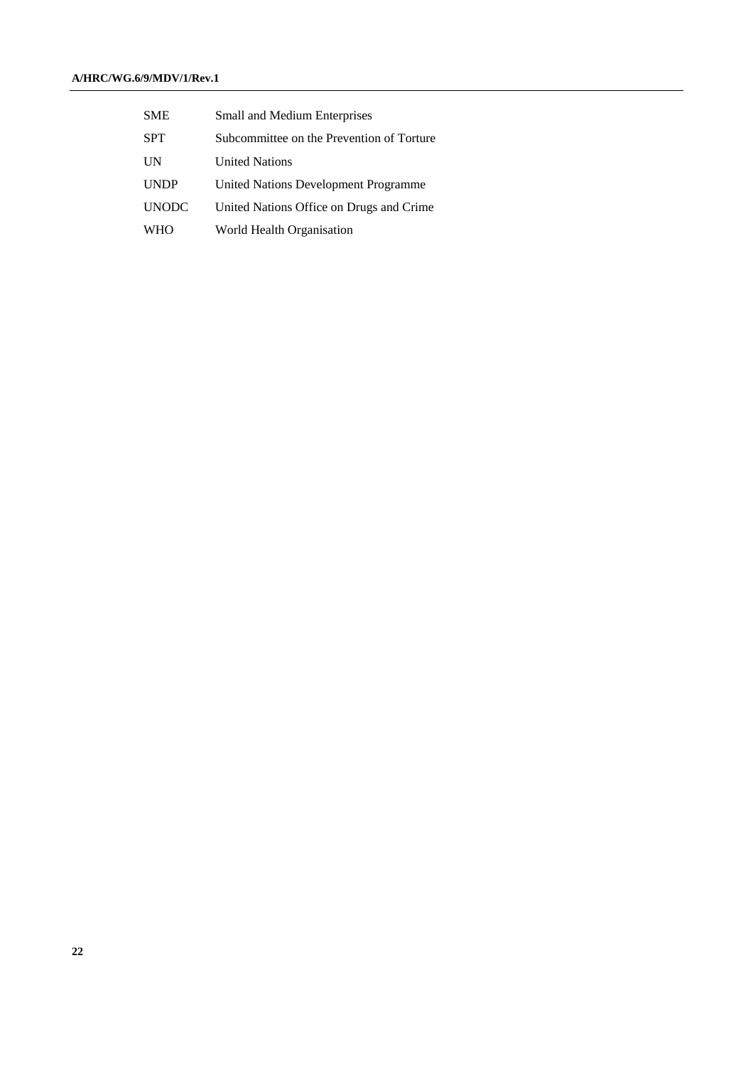| | |
|---|---|
| SME | Small and Medium Enterprises |
| SPT | Subcommittee on the Prevention of Torture |
| UN | United Nations |
| UNDP | United Nations Development Programme |
| UNODC | United Nations Office on Drugs and Crime |
| WHO | World Health Organisation |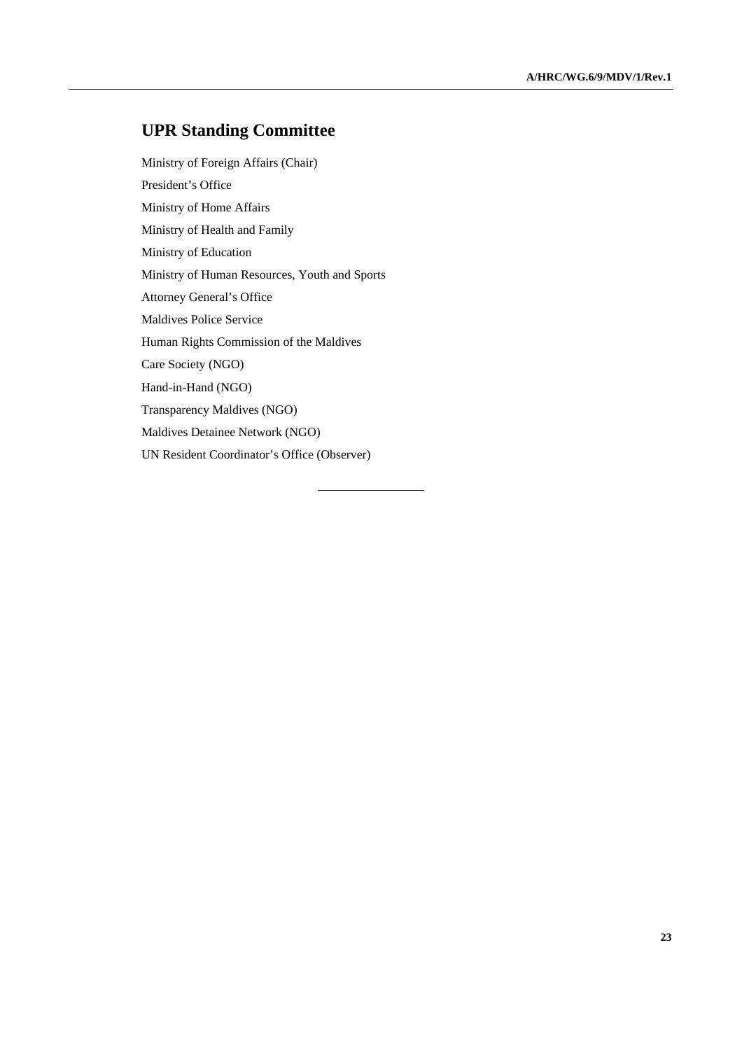## UPR Standing Committee

Ministry of Foreign Affairs (Chair)

President’s Office

Ministry of Home Affairs

Ministry of Health and Family

Ministry of Education

Ministry of Human Resources, Youth and Sports

Attorney General’s Office

Maldives Police Service

Human Rights Commission of the Maldives

Care Society (NGO)

Hand-in-Hand (NGO)

Transparency Maldives (NGO)

Maldives Detainee Network (NGO)

UN Resident Coordinator’s Office (Observer)